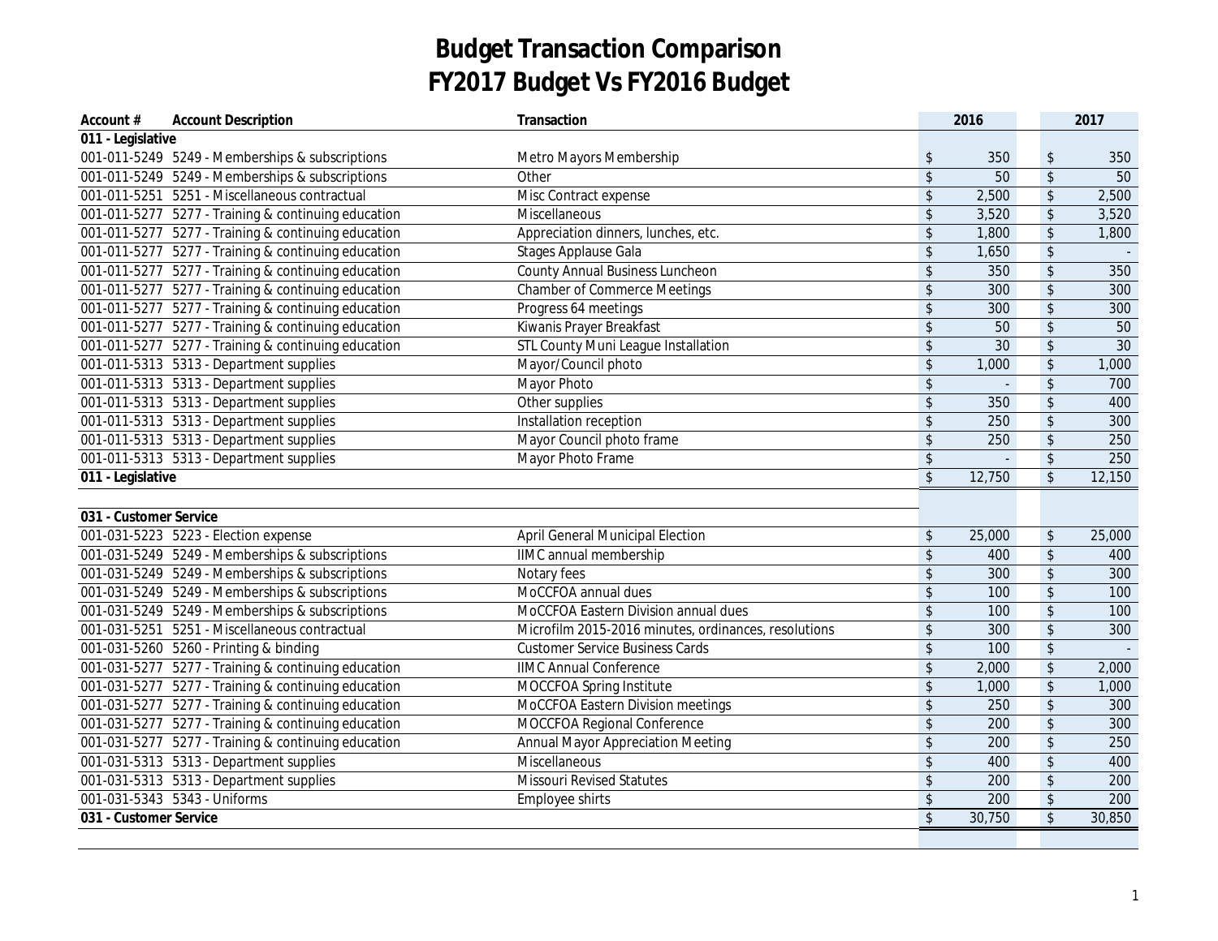# Budget Transaction Comparison
# FY2017 Budget Vs FY2016 Budget

| Account # | Account Description | Transaction | 2016 | 2017 |
|---|---|---|---|---|
| **011 - Legislative** | | | | |
| 001-011-5249 | 5249 - Memberships & subscriptions | Metro Mayors Membership | $ 350 | $ 350 |
| 001-011-5249 | 5249 - Memberships & subscriptions | Other | $ 50 | $ 50 |
| 001-011-5251 | 5251 - Miscellaneous contractual | Misc Contract expense | $ 2,500 | $ 2,500 |
| 001-011-5277 | 5277 - Training & continuing education | Miscellaneous | $ 3,520 | $ 3,520 |
| 001-011-5277 | 5277 - Training & continuing education | Appreciation dinners, lunches, etc. | $ 1,800 | $ 1,800 |
| 001-011-5277 | 5277 - Training & continuing education | Stages Applause Gala | $ 1,650 | $ - |
| 001-011-5277 | 5277 - Training & continuing education | County Annual Business Luncheon | $ 350 | $ 350 |
| 001-011-5277 | 5277 - Training & continuing education | Chamber of Commerce Meetings | $ 300 | $ 300 |
| 001-011-5277 | 5277 - Training & continuing education | Progress 64 meetings | $ 300 | $ 300 |
| 001-011-5277 | 5277 - Training & continuing education | Kiwanis Prayer Breakfast | $ 50 | $ 50 |
| 001-011-5277 | 5277 - Training & continuing education | STL County Muni League Installation | $ 30 | $ 30 |
| 001-011-5313 | 5313 - Department supplies | Mayor/Council photo | $ 1,000 | $ 1,000 |
| 001-011-5313 | 5313 - Department supplies | Mayor Photo | $ - | $ 700 |
| 001-011-5313 | 5313 - Department supplies | Other supplies | $ 350 | $ 400 |
| 001-011-5313 | 5313 - Department supplies | Installation reception | $ 250 | $ 300 |
| 001-011-5313 | 5313 - Department supplies | Mayor Council photo frame | $ 250 | $ 250 |
| 001-011-5313 | 5313 - Department supplies | Mayor Photo Frame | $ - | $ 250 |
| **011 - Legislative** | | | $ 12,750 | $ 12,150 |
| | | | | |
| **031 - Customer Service** | | | | |
| 001-031-5223 | 5223 - Election expense | April General Municipal Election | $ 25,000 | $ 25,000 |
| 001-031-5249 | 5249 - Memberships & subscriptions | IIMC annual membership | $ 400 | $ 400 |
| 001-031-5249 | 5249 - Memberships & subscriptions | Notary fees | $ 300 | $ 300 |
| 001-031-5249 | 5249 - Memberships & subscriptions | MoCCFOA annual dues | $ 100 | $ 100 |
| 001-031-5249 | 5249 - Memberships & subscriptions | MoCCFOA Eastern Division annual dues | $ 100 | $ 100 |
| 001-031-5251 | 5251 - Miscellaneous contractual | Microfilm 2015-2016 minutes, ordinances, resolutions | $ 300 | $ 300 |
| 001-031-5260 | 5260 - Printing & binding | Customer Service Business Cards | $ 100 | $ - |
| 001-031-5277 | 5277 - Training & continuing education | IIMC Annual Conference | $ 2,000 | $ 2,000 |
| 001-031-5277 | 5277 - Training & continuing education | MOCCFOA Spring Institute | $ 1,000 | $ 1,000 |
| 001-031-5277 | 5277 - Training & continuing education | MoCCFOA Eastern Division meetings | $ 250 | $ 300 |
| 001-031-5277 | 5277 - Training & continuing education | MOCCFOA Regional Conference | $ 200 | $ 300 |
| 001-031-5277 | 5277 - Training & continuing education | Annual Mayor Appreciation Meeting | $ 200 | $ 250 |
| 001-031-5313 | 5313 - Department supplies | Miscellaneous | $ 400 | $ 400 |
| 001-031-5313 | 5313 - Department supplies | Missouri Revised Statutes | $ 200 | $ 200 |
| 001-031-5343 | 5343 - Uniforms | Employee shirts | $ 200 | $ 200 |
| **031 - Customer Service** | | | $ 30,750 | $ 30,850 |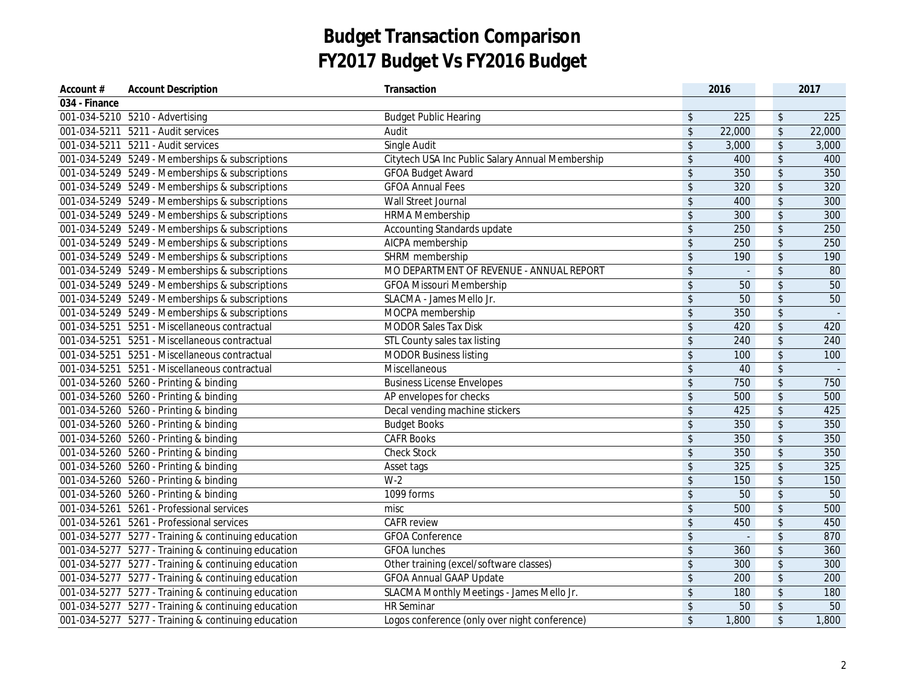# Budget Transaction Comparison
# FY2017 Budget Vs FY2016 Budget

| Account # | Account Description | Transaction | 2016 | 2017 |
|---|---|---|---|---|
| 034 - Finance | | | | |
| 001-034-5210 | 5210 - Advertising | Budget Public Hearing | $ 225 | $ 225 |
| 001-034-5211 | 5211 - Audit services | Audit | $ 22,000 | $ 22,000 |
| 001-034-5211 | 5211 - Audit services | Single Audit | $ 3,000 | $ 3,000 |
| 001-034-5249 | 5249 - Memberships & subscriptions | Citytech USA Inc Public Salary Annual Membership | $ 400 | $ 400 |
| 001-034-5249 | 5249 - Memberships & subscriptions | GFOA Budget Award | $ 350 | $ 350 |
| 001-034-5249 | 5249 - Memberships & subscriptions | GFOA Annual Fees | $ 320 | $ 320 |
| 001-034-5249 | 5249 - Memberships & subscriptions | Wall Street Journal | $ 400 | $ 300 |
| 001-034-5249 | 5249 - Memberships & subscriptions | HRMA Membership | $ 300 | $ 300 |
| 001-034-5249 | 5249 - Memberships & subscriptions | Accounting Standards update | $ 250 | $ 250 |
| 001-034-5249 | 5249 - Memberships & subscriptions | AICPA membership | $ 250 | $ 250 |
| 001-034-5249 | 5249 - Memberships & subscriptions | SHRM membership | $ 190 | $ 190 |
| 001-034-5249 | 5249 - Memberships & subscriptions | MO DEPARTMENT OF REVENUE - ANNUAL REPORT | $ - | $ 80 |
| 001-034-5249 | 5249 - Memberships & subscriptions | GFOA Missouri Membership | $ 50 | $ 50 |
| 001-034-5249 | 5249 - Memberships & subscriptions | SLACMA - James Mello Jr. | $ 50 | $ 50 |
| 001-034-5249 | 5249 - Memberships & subscriptions | MOCPA membership | $ 350 | $ - |
| 001-034-5251 | 5251 - Miscellaneous contractual | MODOR Sales Tax Disk | $ 420 | $ 420 |
| 001-034-5251 | 5251 - Miscellaneous contractual | STL County sales tax listing | $ 240 | $ 240 |
| 001-034-5251 | 5251 - Miscellaneous contractual | MODOR Business listing | $ 100 | $ 100 |
| 001-034-5251 | 5251 - Miscellaneous contractual | Miscellaneous | $ 40 | $ - |
| 001-034-5260 | 5260 - Printing & binding | Business License Envelopes | $ 750 | $ 750 |
| 001-034-5260 | 5260 - Printing & binding | AP envelopes for checks | $ 500 | $ 500 |
| 001-034-5260 | 5260 - Printing & binding | Decal vending machine stickers | $ 425 | $ 425 |
| 001-034-5260 | 5260 - Printing & binding | Budget Books | $ 350 | $ 350 |
| 001-034-5260 | 5260 - Printing & binding | CAFR Books | $ 350 | $ 350 |
| 001-034-5260 | 5260 - Printing & binding | Check Stock | $ 350 | $ 350 |
| 001-034-5260 | 5260 - Printing & binding | Asset tags | $ 325 | $ 325 |
| 001-034-5260 | 5260 - Printing & binding | W-2 | $ 150 | $ 150 |
| 001-034-5260 | 5260 - Printing & binding | 1099 forms | $ 50 | $ 50 |
| 001-034-5261 | 5261 - Professional services | misc | $ 500 | $ 500 |
| 001-034-5261 | 5261 - Professional services | CAFR review | $ 450 | $ 450 |
| 001-034-5277 | 5277 - Training & continuing education | GFOA Conference | $ - | $ 870 |
| 001-034-5277 | 5277 - Training & continuing education | GFOA lunches | $ 360 | $ 360 |
| 001-034-5277 | 5277 - Training & continuing education | Other training (excel/software classes) | $ 300 | $ 300 |
| 001-034-5277 | 5277 - Training & continuing education | GFOA Annual GAAP Update | $ 200 | $ 200 |
| 001-034-5277 | 5277 - Training & continuing education | SLACMA Monthly Meetings - James Mello Jr. | $ 180 | $ 180 |
| 001-034-5277 | 5277 - Training & continuing education | HR Seminar | $ 50 | $ 50 |
| 001-034-5277 | 5277 - Training & continuing education | Logos conference (only over night conference) | $ 1,800 | $ 1,800 |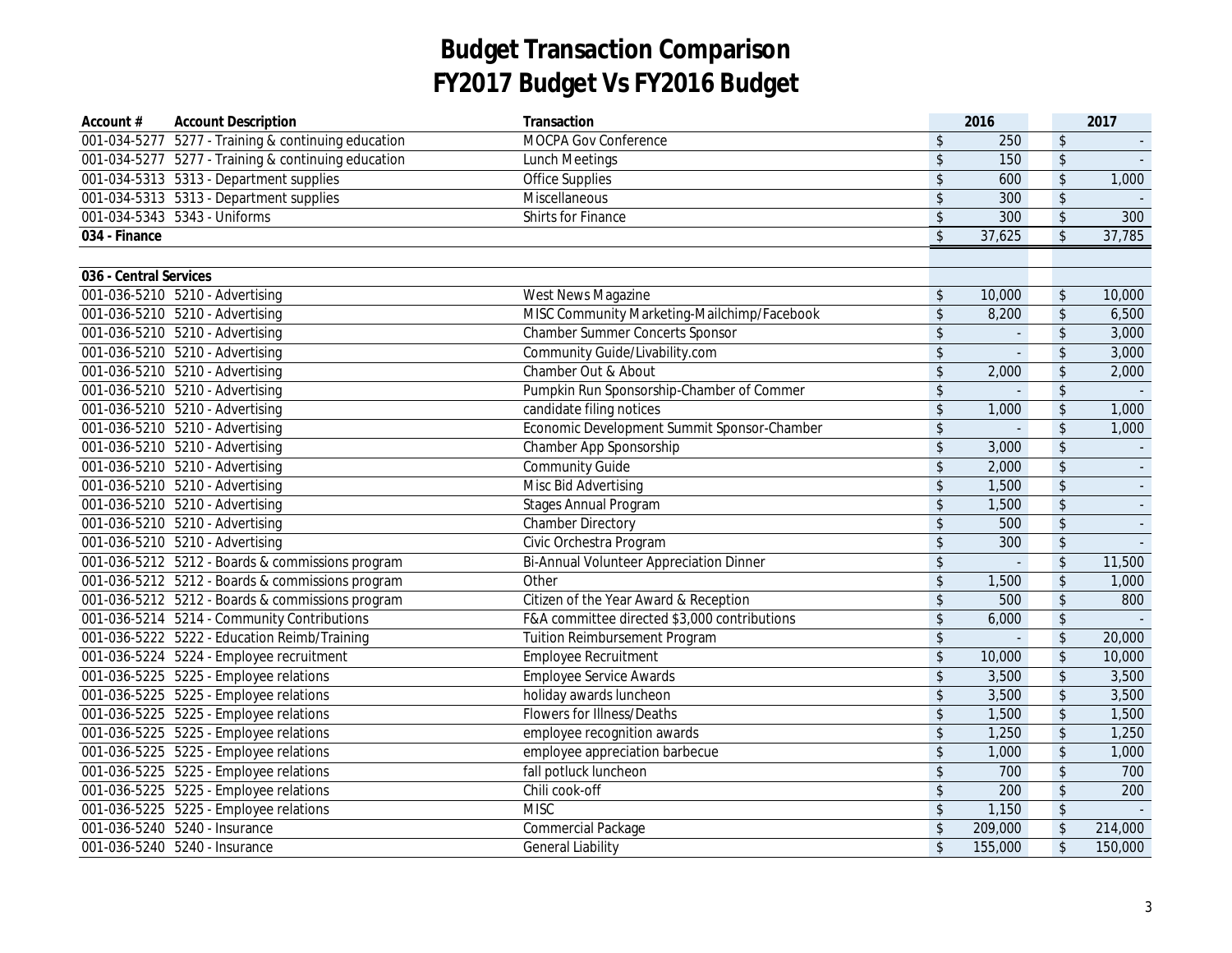# Budget Transaction Comparison
# FY2017 Budget Vs FY2016 Budget

| Account # | Account Description | Transaction | 2016 | 2017 |
|---|---|---|---|---|
| 001-034-5277 | 5277 - Training & continuing education | MOCPA Gov Conference | $ 250 | $ - |
| 001-034-5277 | 5277 - Training & continuing education | Lunch Meetings | $ 150 | $ - |
| 001-034-5313 | 5313 - Department supplies | Office Supplies | $ 600 | $ 1,000 |
| 001-034-5313 | 5313 - Department supplies | Miscellaneous | $ 300 | $ - |
| 001-034-5343 | 5343 - Uniforms | Shirts for Finance | $ 300 | $ 300 |
| **034 - Finance** | | | $ 37,625 | $ 37,785 |
| | | | | |
| **036 - Central Services** | | | | |
| 001-036-5210 | 5210 - Advertising | West News Magazine | $ 10,000 | $ 10,000 |
| 001-036-5210 | 5210 - Advertising | MISC Community Marketing-Mailchimp/Facebook | $ 8,200 | $ 6,500 |
| 001-036-5210 | 5210 - Advertising | Chamber Summer Concerts Sponsor | $ - | $ 3,000 |
| 001-036-5210 | 5210 - Advertising | Community Guide/Livability.com | $ - | $ 3,000 |
| 001-036-5210 | 5210 - Advertising | Chamber Out & About | $ 2,000 | $ 2,000 |
| 001-036-5210 | 5210 - Advertising | Pumpkin Run Sponsorship-Chamber of Commer | $ - | $ - |
| 001-036-5210 | 5210 - Advertising | candidate filing notices | $ 1,000 | $ 1,000 |
| 001-036-5210 | 5210 - Advertising | Economic Development Summit Sponsor-Chamber | $ - | $ 1,000 |
| 001-036-5210 | 5210 - Advertising | Chamber App Sponsorship | $ 3,000 | $ - |
| 001-036-5210 | 5210 - Advertising | Community Guide | $ 2,000 | $ - |
| 001-036-5210 | 5210 - Advertising | Misc Bid Advertising | $ 1,500 | $ - |
| 001-036-5210 | 5210 - Advertising | Stages Annual Program | $ 1,500 | $ - |
| 001-036-5210 | 5210 - Advertising | Chamber Directory | $ 500 | $ - |
| 001-036-5210 | 5210 - Advertising | Civic Orchestra Program | $ 300 | $ - |
| 001-036-5212 | 5212 - Boards & commissions program | Bi-Annual Volunteer Appreciation Dinner | $ - | $ 11,500 |
| 001-036-5212 | 5212 - Boards & commissions program | Other | $ 1,500 | $ 1,000 |
| 001-036-5212 | 5212 - Boards & commissions program | Citizen of the Year Award & Reception | $ 500 | $ 800 |
| 001-036-5214 | 5214 - Community Contributions | F&A committee directed $3,000 contributions | $ 6,000 | $ - |
| 001-036-5222 | 5222 - Education Reimb/Training | Tuition Reimbursement Program | $ - | $ 20,000 |
| 001-036-5224 | 5224 - Employee recruitment | Employee Recruitment | $ 10,000 | $ 10,000 |
| 001-036-5225 | 5225 - Employee relations | Employee Service Awards | $ 3,500 | $ 3,500 |
| 001-036-5225 | 5225 - Employee relations | holiday awards luncheon | $ 3,500 | $ 3,500 |
| 001-036-5225 | 5225 - Employee relations | Flowers for Illness/Deaths | $ 1,500 | $ 1,500 |
| 001-036-5225 | 5225 - Employee relations | employee recognition awards | $ 1,250 | $ 1,250 |
| 001-036-5225 | 5225 - Employee relations | employee appreciation barbecue | $ 1,000 | $ 1,000 |
| 001-036-5225 | 5225 - Employee relations | fall potluck luncheon | $ 700 | $ 700 |
| 001-036-5225 | 5225 - Employee relations | Chili cook-off | $ 200 | $ 200 |
| 001-036-5225 | 5225 - Employee relations | MISC | $ 1,150 | $ - |
| 001-036-5240 | 5240 - Insurance | Commercial Package | $ 209,000 | $ 214,000 |
| 001-036-5240 | 5240 - Insurance | General Liability | $ 155,000 | $ 150,000 |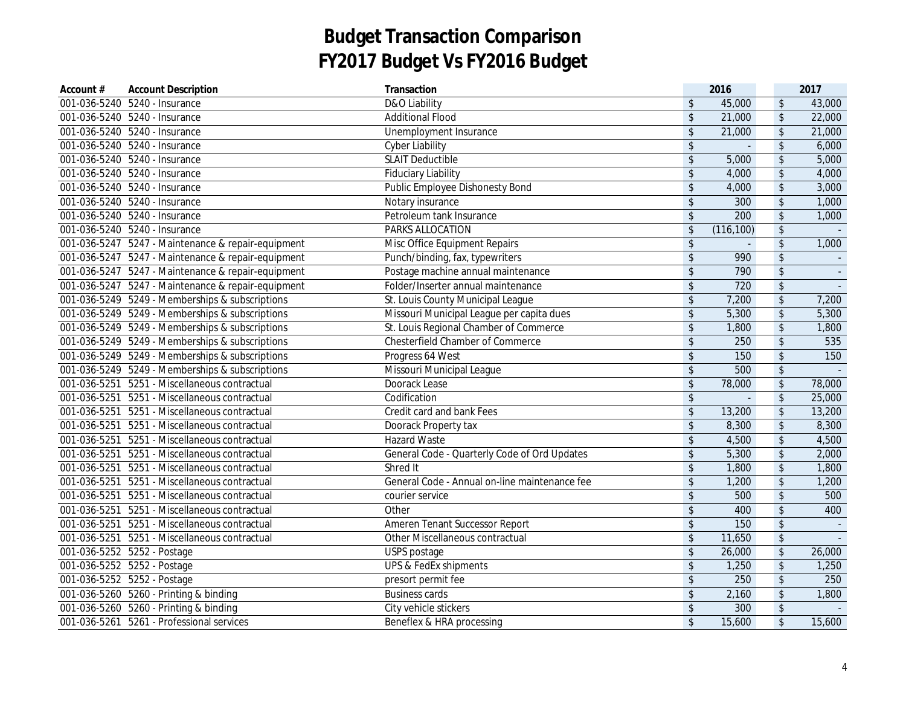# Budget Transaction Comparison
# FY2017 Budget Vs FY2016 Budget

| Account # | Account Description | Transaction | 2016 | 2017 |
|---|---|---|---|---|
| 001-036-5240 | 5240 - Insurance | D&O Liability | $ 45,000 | $ 43,000 |
| 001-036-5240 | 5240 - Insurance | Additional Flood | $ 21,000 | $ 22,000 |
| 001-036-5240 | 5240 - Insurance | Unemployment Insurance | $ 21,000 | $ 21,000 |
| 001-036-5240 | 5240 - Insurance | Cyber Liability | $ - | $ 6,000 |
| 001-036-5240 | 5240 - Insurance | SLAIT Deductible | $ 5,000 | $ 5,000 |
| 001-036-5240 | 5240 - Insurance | Fiduciary Liability | $ 4,000 | $ 4,000 |
| 001-036-5240 | 5240 - Insurance | Public Employee Dishonesty Bond | $ 4,000 | $ 3,000 |
| 001-036-5240 | 5240 - Insurance | Notary insurance | $ 300 | $ 1,000 |
| 001-036-5240 | 5240 - Insurance | Petroleum tank Insurance | $ 200 | $ 1,000 |
| 001-036-5240 | 5240 - Insurance | PARKS ALLOCATION | $ (116,100) | $ - |
| 001-036-5247 | 5247 - Maintenance & repair-equipment | Misc Office Equipment Repairs | $ - | $ 1,000 |
| 001-036-5247 | 5247 - Maintenance & repair-equipment | Punch/binding, fax, typewriters | $ 990 | $ - |
| 001-036-5247 | 5247 - Maintenance & repair-equipment | Postage machine annual maintenance | $ 790 | $ - |
| 001-036-5247 | 5247 - Maintenance & repair-equipment | Folder/Inserter annual maintenance | $ 720 | $ - |
| 001-036-5249 | 5249 - Memberships & subscriptions | St. Louis County Municipal League | $ 7,200 | $ 7,200 |
| 001-036-5249 | 5249 - Memberships & subscriptions | Missouri Municipal League per capita dues | $ 5,300 | $ 5,300 |
| 001-036-5249 | 5249 - Memberships & subscriptions | St. Louis Regional Chamber of Commerce | $ 1,800 | $ 1,800 |
| 001-036-5249 | 5249 - Memberships & subscriptions | Chesterfield Chamber of Commerce | $ 250 | $ 535 |
| 001-036-5249 | 5249 - Memberships & subscriptions | Progress 64 West | $ 150 | $ 150 |
| 001-036-5249 | 5249 - Memberships & subscriptions | Missouri Municipal League | $ 500 | $ - |
| 001-036-5251 | 5251 - Miscellaneous contractual | Doorack Lease | $ 78,000 | $ 78,000 |
| 001-036-5251 | 5251 - Miscellaneous contractual | Codification | $ - | $ 25,000 |
| 001-036-5251 | 5251 - Miscellaneous contractual | Credit card and bank Fees | $ 13,200 | $ 13,200 |
| 001-036-5251 | 5251 - Miscellaneous contractual | Doorack Property tax | $ 8,300 | $ 8,300 |
| 001-036-5251 | 5251 - Miscellaneous contractual | Hazard Waste | $ 4,500 | $ 4,500 |
| 001-036-5251 | 5251 - Miscellaneous contractual | General Code - Quarterly Code of Ord Updates | $ 5,300 | $ 2,000 |
| 001-036-5251 | 5251 - Miscellaneous contractual | Shred It | $ 1,800 | $ 1,800 |
| 001-036-5251 | 5251 - Miscellaneous contractual | General Code - Annual on-line maintenance fee | $ 1,200 | $ 1,200 |
| 001-036-5251 | 5251 - Miscellaneous contractual | courier service | $ 500 | $ 500 |
| 001-036-5251 | 5251 - Miscellaneous contractual | Other | $ 400 | $ 400 |
| 001-036-5251 | 5251 - Miscellaneous contractual | Ameren Tenant Successor Report | $ 150 | $ - |
| 001-036-5251 | 5251 - Miscellaneous contractual | Other Miscellaneous contractual | $ 11,650 | $ - |
| 001-036-5252 | 5252 - Postage | USPS postage | $ 26,000 | $ 26,000 |
| 001-036-5252 | 5252 - Postage | UPS & FedEx shipments | $ 1,250 | $ 1,250 |
| 001-036-5252 | 5252 - Postage | presort permit fee | $ 250 | $ 250 |
| 001-036-5260 | 5260 - Printing & binding | Business cards | $ 2,160 | $ 1,800 |
| 001-036-5260 | 5260 - Printing & binding | City vehicle stickers | $ 300 | $ - |
| 001-036-5261 | 5261 - Professional services | Beneflex & HRA processing | $ 15,600 | $ 15,600 |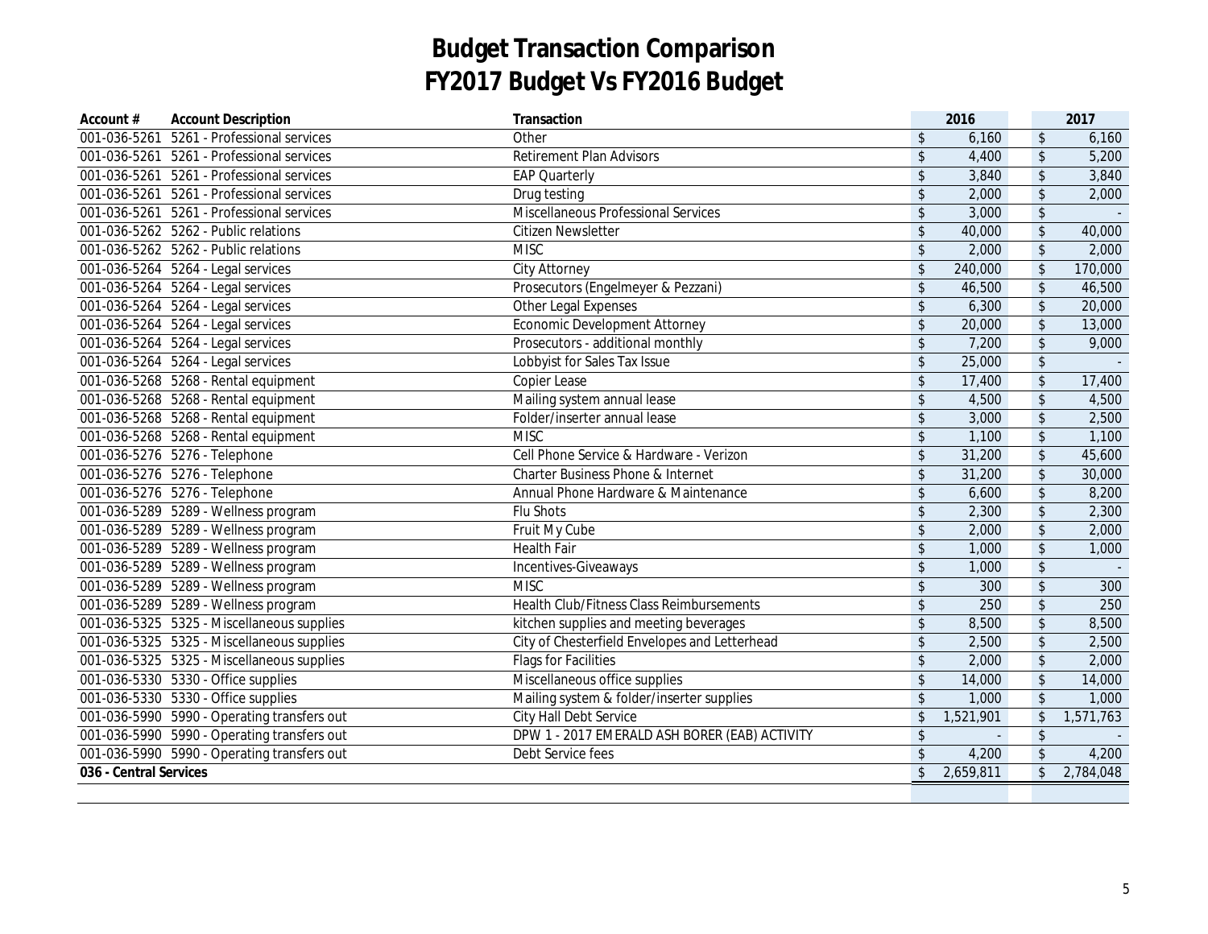# Budget Transaction Comparison
# FY2017 Budget Vs FY2016 Budget

| Account # | Account Description | Transaction | 2016 | 2017 |
|---|---|---|---|---|
| 001-036-5261 | 5261 - Professional services | Other | $ 6,160 | $ 6,160 |
| 001-036-5261 | 5261 - Professional services | Retirement Plan Advisors | $ 4,400 | $ 5,200 |
| 001-036-5261 | 5261 - Professional services | EAP Quarterly | $ 3,840 | $ 3,840 |
| 001-036-5261 | 5261 - Professional services | Drug testing | $ 2,000 | $ 2,000 |
| 001-036-5261 | 5261 - Professional services | Miscellaneous Professional Services | $ 3,000 | $ - |
| 001-036-5262 | 5262 - Public relations | Citizen Newsletter | $ 40,000 | $ 40,000 |
| 001-036-5262 | 5262 - Public relations | MISC | $ 2,000 | $ 2,000 |
| 001-036-5264 | 5264 - Legal services | City Attorney | $ 240,000 | $ 170,000 |
| 001-036-5264 | 5264 - Legal services | Prosecutors (Engelmeyer & Pezzani) | $ 46,500 | $ 46,500 |
| 001-036-5264 | 5264 - Legal services | Other Legal Expenses | $ 6,300 | $ 20,000 |
| 001-036-5264 | 5264 - Legal services | Economic Development Attorney | $ 20,000 | $ 13,000 |
| 001-036-5264 | 5264 - Legal services | Prosecutors - additional monthly | $ 7,200 | $ 9,000 |
| 001-036-5264 | 5264 - Legal services | Lobbyist for Sales Tax Issue | $ 25,000 | $ - |
| 001-036-5268 | 5268 - Rental equipment | Copier Lease | $ 17,400 | $ 17,400 |
| 001-036-5268 | 5268 - Rental equipment | Mailing system annual lease | $ 4,500 | $ 4,500 |
| 001-036-5268 | 5268 - Rental equipment | Folder/inserter annual lease | $ 3,000 | $ 2,500 |
| 001-036-5268 | 5268 - Rental equipment | MISC | $ 1,100 | $ 1,100 |
| 001-036-5276 | 5276 - Telephone | Cell Phone Service & Hardware - Verizon | $ 31,200 | $ 45,600 |
| 001-036-5276 | 5276 - Telephone | Charter Business Phone & Internet | $ 31,200 | $ 30,000 |
| 001-036-5276 | 5276 - Telephone | Annual Phone Hardware & Maintenance | $ 6,600 | $ 8,200 |
| 001-036-5289 | 5289 - Wellness program | Flu Shots | $ 2,300 | $ 2,300 |
| 001-036-5289 | 5289 - Wellness program | Fruit My Cube | $ 2,000 | $ 2,000 |
| 001-036-5289 | 5289 - Wellness program | Health Fair | $ 1,000 | $ 1,000 |
| 001-036-5289 | 5289 - Wellness program | Incentives-Giveaways | $ 1,000 | $ - |
| 001-036-5289 | 5289 - Wellness program | MISC | $ 300 | $ 300 |
| 001-036-5289 | 5289 - Wellness program | Health Club/Fitness Class Reimbursements | $ 250 | $ 250 |
| 001-036-5325 | 5325 - Miscellaneous supplies | kitchen supplies and meeting beverages | $ 8,500 | $ 8,500 |
| 001-036-5325 | 5325 - Miscellaneous supplies | City of Chesterfield Envelopes and Letterhead | $ 2,500 | $ 2,500 |
| 001-036-5325 | 5325 - Miscellaneous supplies | Flags for Facilities | $ 2,000 | $ 2,000 |
| 001-036-5330 | 5330 - Office supplies | Miscellaneous office supplies | $ 14,000 | $ 14,000 |
| 001-036-5330 | 5330 - Office supplies | Mailing system & folder/inserter supplies | $ 1,000 | $ 1,000 |
| 001-036-5990 | 5990 - Operating transfers out | City Hall Debt Service | $ 1,521,901 | $ 1,571,763 |
| 001-036-5990 | 5990 - Operating transfers out | DPW 1 - 2017 EMERALD ASH BORER (EAB) ACTIVITY | $ - | $ - |
| 001-036-5990 | 5990 - Operating transfers out | Debt Service fees | $ 4,200 | $ 4,200 |
| 036 - Central Services | | | $ 2,659,811 | $ 2,784,048 |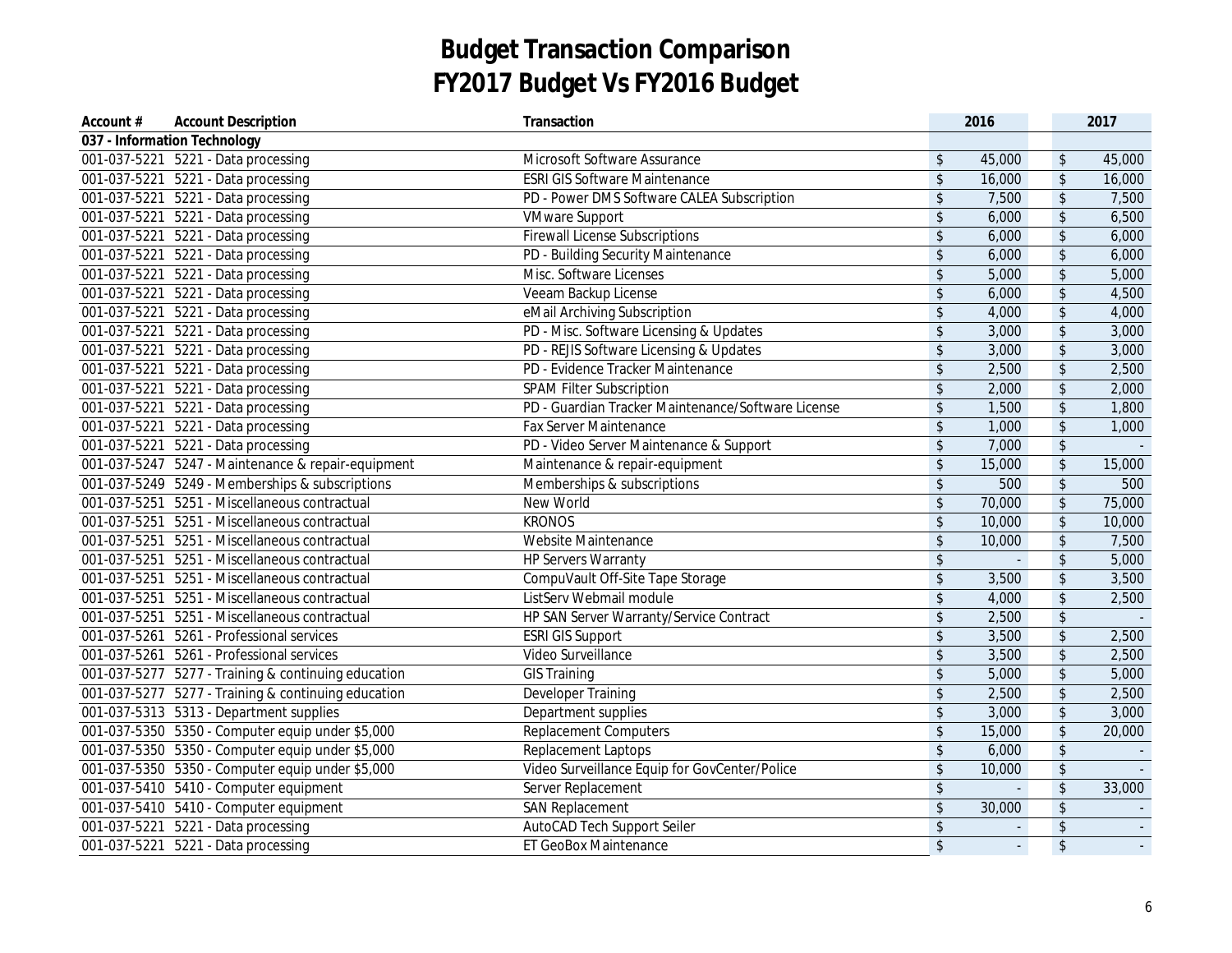# Budget Transaction Comparison
# FY2017 Budget Vs FY2016 Budget

| Account # | Account Description | Transaction | 2016 | 2017 |
|---|---|---|---|---|
| 037 - Information Technology | | | | |
| 001-037-5221 | 5221 - Data processing | Microsoft Software Assurance | $ 45,000 | $ 45,000 |
| 001-037-5221 | 5221 - Data processing | ESRI GIS Software Maintenance | $ 16,000 | $ 16,000 |
| 001-037-5221 | 5221 - Data processing | PD - Power DMS Software CALEA Subscription | $ 7,500 | $ 7,500 |
| 001-037-5221 | 5221 - Data processing | VMware Support | $ 6,000 | $ 6,500 |
| 001-037-5221 | 5221 - Data processing | Firewall License Subscriptions | $ 6,000 | $ 6,000 |
| 001-037-5221 | 5221 - Data processing | PD - Building Security Maintenance | $ 6,000 | $ 6,000 |
| 001-037-5221 | 5221 - Data processing | Misc. Software Licenses | $ 5,000 | $ 5,000 |
| 001-037-5221 | 5221 - Data processing | Veeam Backup License | $ 6,000 | $ 4,500 |
| 001-037-5221 | 5221 - Data processing | eMail Archiving Subscription | $ 4,000 | $ 4,000 |
| 001-037-5221 | 5221 - Data processing | PD - Misc. Software Licensing & Updates | $ 3,000 | $ 3,000 |
| 001-037-5221 | 5221 - Data processing | PD - REJIS Software Licensing & Updates | $ 3,000 | $ 3,000 |
| 001-037-5221 | 5221 - Data processing | PD - Evidence Tracker Maintenance | $ 2,500 | $ 2,500 |
| 001-037-5221 | 5221 - Data processing | SPAM Filter Subscription | $ 2,000 | $ 2,000 |
| 001-037-5221 | 5221 - Data processing | PD - Guardian Tracker Maintenance/Software License | $ 1,500 | $ 1,800 |
| 001-037-5221 | 5221 - Data processing | Fax Server Maintenance | $ 1,000 | $ 1,000 |
| 001-037-5221 | 5221 - Data processing | PD - Video Server Maintenance & Support | $ 7,000 | $ - |
| 001-037-5247 | 5247 - Maintenance & repair-equipment | Maintenance & repair-equipment | $ 15,000 | $ 15,000 |
| 001-037-5249 | 5249 - Memberships & subscriptions | Memberships & subscriptions | $ 500 | $ 500 |
| 001-037-5251 | 5251 - Miscellaneous contractual | New World | $ 70,000 | $ 75,000 |
| 001-037-5251 | 5251 - Miscellaneous contractual | KRONOS | $ 10,000 | $ 10,000 |
| 001-037-5251 | 5251 - Miscellaneous contractual | Website Maintenance | $ 10,000 | $ 7,500 |
| 001-037-5251 | 5251 - Miscellaneous contractual | HP Servers Warranty | $ - | $ 5,000 |
| 001-037-5251 | 5251 - Miscellaneous contractual | CompuVault Off-Site Tape Storage | $ 3,500 | $ 3,500 |
| 001-037-5251 | 5251 - Miscellaneous contractual | ListServ Webmail module | $ 4,000 | $ 2,500 |
| 001-037-5251 | 5251 - Miscellaneous contractual | HP SAN Server Warranty/Service Contract | $ 2,500 | $ - |
| 001-037-5261 | 5261 - Professional services | ESRI GIS Support | $ 3,500 | $ 2,500 |
| 001-037-5261 | 5261 - Professional services | Video Surveillance | $ 3,500 | $ 2,500 |
| 001-037-5277 | 5277 - Training & continuing education | GIS Training | $ 5,000 | $ 5,000 |
| 001-037-5277 | 5277 - Training & continuing education | Developer Training | $ 2,500 | $ 2,500 |
| 001-037-5313 | 5313 - Department supplies | Department supplies | $ 3,000 | $ 3,000 |
| 001-037-5350 | 5350 - Computer equip under $5,000 | Replacement Computers | $ 15,000 | $ 20,000 |
| 001-037-5350 | 5350 - Computer equip under $5,000 | Replacement Laptops | $ 6,000 | $ - |
| 001-037-5350 | 5350 - Computer equip under $5,000 | Video Surveillance Equip for GovCenter/Police | $ 10,000 | $ - |
| 001-037-5410 | 5410 - Computer equipment | Server Replacement | $ - | $ 33,000 |
| 001-037-5410 | 5410 - Computer equipment | SAN Replacement | $ 30,000 | $ - |
| 001-037-5221 | 5221 - Data processing | AutoCAD Tech Support Seiler | $ - | $ - |
| 001-037-5221 | 5221 - Data processing | ET GeoBox Maintenance | $ - | $ - |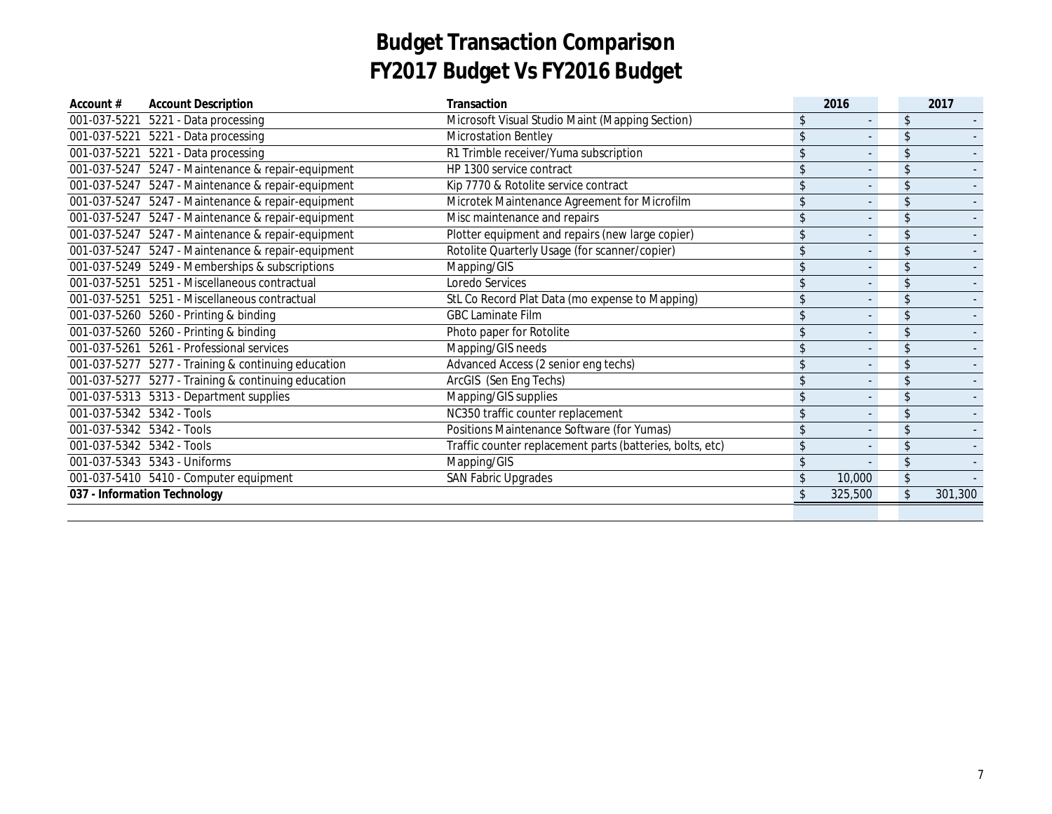# Budget Transaction Comparison
# FY2017 Budget Vs FY2016 Budget

| Account # | Account Description | Transaction | 2016 | 2017 |
|---|---|---|---|---|
| 001-037-5221 | 5221 - Data processing | Microsoft Visual Studio Maint (Mapping Section) | $ - | $ - |
| 001-037-5221 | 5221 - Data processing | Microstation Bentley | $ - | $ - |
| 001-037-5221 | 5221 - Data processing | R1 Trimble receiver/Yuma subscription | $ - | $ - |
| 001-037-5247 | 5247 - Maintenance & repair-equipment | HP 1300 service contract | $ - | $ - |
| 001-037-5247 | 5247 - Maintenance & repair-equipment | Kip 7770 & Rotolite service contract | $ - | $ - |
| 001-037-5247 | 5247 - Maintenance & repair-equipment | Microtek Maintenance Agreement for Microfilm | $ - | $ - |
| 001-037-5247 | 5247 - Maintenance & repair-equipment | Misc maintenance and repairs | $ - | $ - |
| 001-037-5247 | 5247 - Maintenance & repair-equipment | Plotter equipment and repairs (new large copier) | $ - | $ - |
| 001-037-5247 | 5247 - Maintenance & repair-equipment | Rotolite Quarterly Usage (for scanner/copier) | $ - | $ - |
| 001-037-5249 | 5249 - Memberships & subscriptions | Mapping/GIS | $ - | $ - |
| 001-037-5251 | 5251 - Miscellaneous contractual | Loredo Services | $ - | $ - |
| 001-037-5251 | 5251 - Miscellaneous contractual | StL Co Record Plat Data (mo expense to Mapping) | $ - | $ - |
| 001-037-5260 | 5260 - Printing & binding | GBC Laminate Film | $ - | $ - |
| 001-037-5260 | 5260 - Printing & binding | Photo paper for Rotolite | $ - | $ - |
| 001-037-5261 | 5261 - Professional services | Mapping/GIS needs | $ - | $ - |
| 001-037-5277 | 5277 - Training & continuing education | Advanced Access (2 senior eng techs) | $ - | $ - |
| 001-037-5277 | 5277 - Training & continuing education | ArcGIS (Sen Eng Techs) | $ - | $ - |
| 001-037-5313 | 5313 - Department supplies | Mapping/GIS supplies | $ - | $ - |
| 001-037-5342 | 5342 - Tools | NC350 traffic counter replacement | $ - | $ - |
| 001-037-5342 | 5342 - Tools | Positions Maintenance Software (for Yumas) | $ - | $ - |
| 001-037-5342 | 5342 - Tools | Traffic counter replacement parts (batteries, bolts, etc) | $ - | $ - |
| 001-037-5343 | 5343 - Uniforms | Mapping/GIS | $ - | $ - |
| 001-037-5410 | 5410 - Computer equipment | SAN Fabric Upgrades | $ 10,000 | $ - |
| **037 - Information Technology** | | | **$ 325,500** | **$ 301,300** |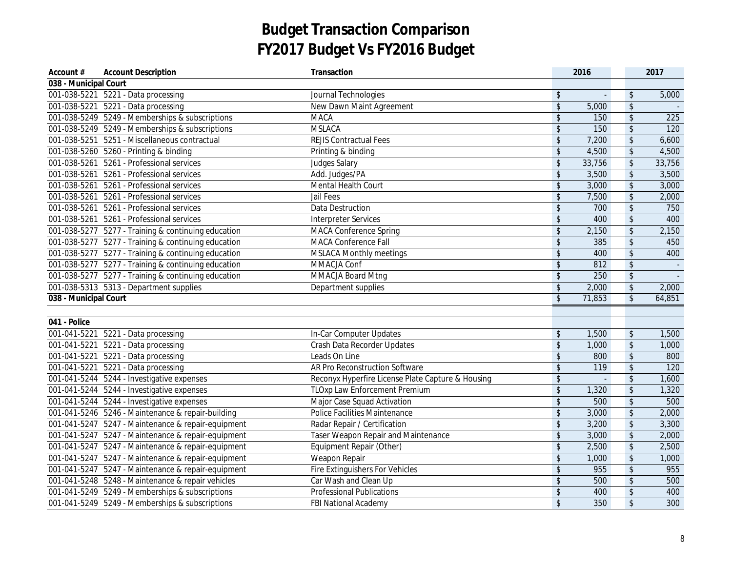# Budget Transaction Comparison
# FY2017 Budget Vs FY2016 Budget

| Account # | Account Description | Transaction | 2016 | 2017 |
|---|---|---|---|---|
| **038 - Municipal Court** | | | | |
| 001-038-5221 | 5221 - Data processing | Journal Technologies | $ - | $ 5,000 |
| 001-038-5221 | 5221 - Data processing | New Dawn Maint Agreement | $ 5,000 | $ - |
| 001-038-5249 | 5249 - Memberships & subscriptions | MACA | $ 150 | $ 225 |
| 001-038-5249 | 5249 - Memberships & subscriptions | MSLACA | $ 150 | $ 120 |
| 001-038-5251 | 5251 - Miscellaneous contractual | REJIS Contractual Fees | $ 7,200 | $ 6,600 |
| 001-038-5260 | 5260 - Printing & binding | Printing & binding | $ 4,500 | $ 4,500 |
| 001-038-5261 | 5261 - Professional services | Judges Salary | $ 33,756 | $ 33,756 |
| 001-038-5261 | 5261 - Professional services | Add. Judges/PA | $ 3,500 | $ 3,500 |
| 001-038-5261 | 5261 - Professional services | Mental Health Court | $ 3,000 | $ 3,000 |
| 001-038-5261 | 5261 - Professional services | Jail Fees | $ 7,500 | $ 2,000 |
| 001-038-5261 | 5261 - Professional services | Data Destruction | $ 700 | $ 750 |
| 001-038-5261 | 5261 - Professional services | Interpreter Services | $ 400 | $ 400 |
| 001-038-5277 | 5277 - Training & continuing education | MACA Conference Spring | $ 2,150 | $ 2,150 |
| 001-038-5277 | 5277 - Training & continuing education | MACA Conference Fall | $ 385 | $ 450 |
| 001-038-5277 | 5277 - Training & continuing education | MSLACA Monthly meetings | $ 400 | $ 400 |
| 001-038-5277 | 5277 - Training & continuing education | MMACJA Conf | $ 812 | $ - |
| 001-038-5277 | 5277 - Training & continuing education | MMACJA Board Mtng | $ 250 | $ - |
| 001-038-5313 | 5313 - Department supplies | Department supplies | $ 2,000 | $ 2,000 |
| **038 - Municipal Court** | | | $ 71,853 | $ 64,851 |
| | | | | |
| **041 - Police** | | | | |
| 001-041-5221 | 5221 - Data processing | In-Car Computer Updates | $ 1,500 | $ 1,500 |
| 001-041-5221 | 5221 - Data processing | Crash Data Recorder Updates | $ 1,000 | $ 1,000 |
| 001-041-5221 | 5221 - Data processing | Leads On Line | $ 800 | $ 800 |
| 001-041-5221 | 5221 - Data processing | AR Pro Reconstruction Software | $ 119 | $ 120 |
| 001-041-5244 | 5244 - Investigative expenses | Reconyx Hyperfire License Plate Capture & Housing | $ - | $ 1,600 |
| 001-041-5244 | 5244 - Investigative expenses | TLOxp Law Enforcement Premium | $ 1,320 | $ 1,320 |
| 001-041-5244 | 5244 - Investigative expenses | Major Case Squad Activation | $ 500 | $ 500 |
| 001-041-5246 | 5246 - Maintenance & repair-building | Police Facilities Maintenance | $ 3,000 | $ 2,000 |
| 001-041-5247 | 5247 - Maintenance & repair-equipment | Radar Repair / Certification | $ 3,200 | $ 3,300 |
| 001-041-5247 | 5247 - Maintenance & repair-equipment | Taser Weapon Repair and Maintenance | $ 3,000 | $ 2,000 |
| 001-041-5247 | 5247 - Maintenance & repair-equipment | Equipment Repair (Other) | $ 2,500 | $ 2,500 |
| 001-041-5247 | 5247 - Maintenance & repair-equipment | Weapon Repair | $ 1,000 | $ 1,000 |
| 001-041-5247 | 5247 - Maintenance & repair-equipment | Fire Extinguishers For Vehicles | $ 955 | $ 955 |
| 001-041-5248 | 5248 - Maintenance & repair vehicles | Car Wash and Clean Up | $ 500 | $ 500 |
| 001-041-5249 | 5249 - Memberships & subscriptions | Professional Publications | $ 400 | $ 400 |
| 001-041-5249 | 5249 - Memberships & subscriptions | FBI National Academy | $ 350 | $ 300 |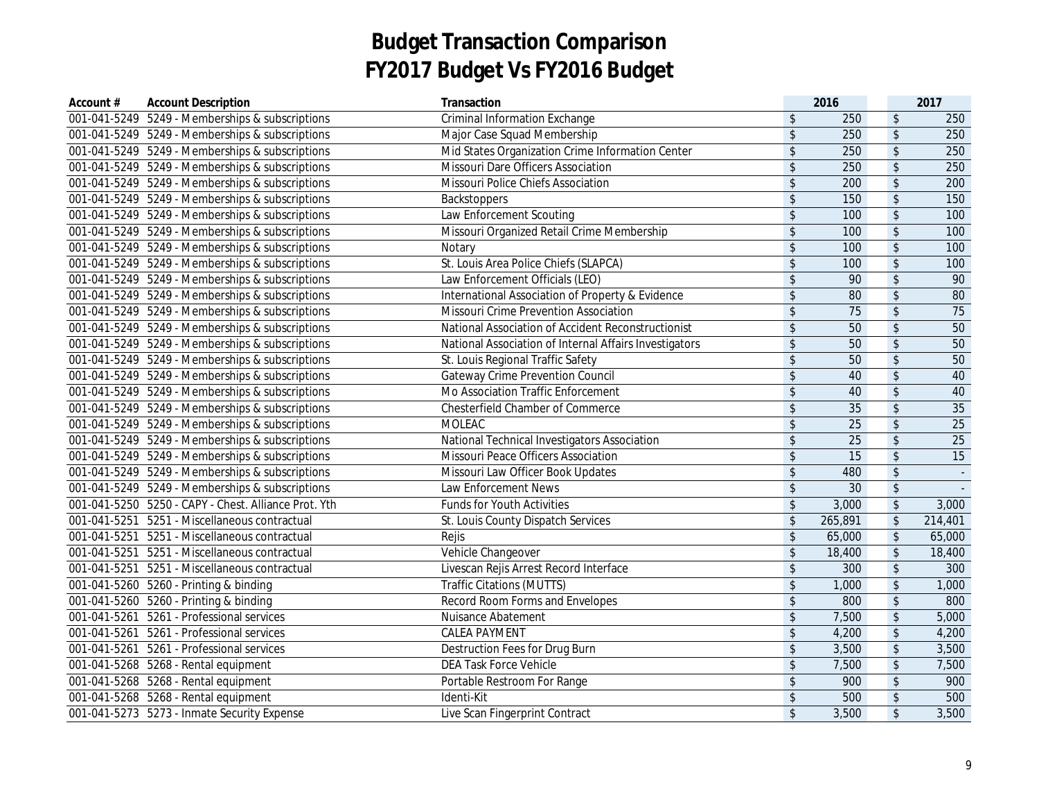# Budget Transaction Comparison
# FY2017 Budget Vs FY2016 Budget

| Account # | Account Description | Transaction | 2016 | 2017 |
|---|---|---|---|---|
| 001-041-5249 | 5249 - Memberships & subscriptions | Criminal Information Exchange | $ 250 | $ 250 |
| 001-041-5249 | 5249 - Memberships & subscriptions | Major Case Squad Membership | $ 250 | $ 250 |
| 001-041-5249 | 5249 - Memberships & subscriptions | Mid States Organization Crime Information Center | $ 250 | $ 250 |
| 001-041-5249 | 5249 - Memberships & subscriptions | Missouri Dare Officers Association | $ 250 | $ 250 |
| 001-041-5249 | 5249 - Memberships & subscriptions | Missouri Police Chiefs Association | $ 200 | $ 200 |
| 001-041-5249 | 5249 - Memberships & subscriptions | Backstoppers | $ 150 | $ 150 |
| 001-041-5249 | 5249 - Memberships & subscriptions | Law Enforcement Scouting | $ 100 | $ 100 |
| 001-041-5249 | 5249 - Memberships & subscriptions | Missouri Organized Retail Crime Membership | $ 100 | $ 100 |
| 001-041-5249 | 5249 - Memberships & subscriptions | Notary | $ 100 | $ 100 |
| 001-041-5249 | 5249 - Memberships & subscriptions | St. Louis Area Police Chiefs (SLAPCA) | $ 100 | $ 100 |
| 001-041-5249 | 5249 - Memberships & subscriptions | Law Enforcement Officials (LEO) | $ 90 | $ 90 |
| 001-041-5249 | 5249 - Memberships & subscriptions | International Association of Property & Evidence | $ 80 | $ 80 |
| 001-041-5249 | 5249 - Memberships & subscriptions | Missouri Crime Prevention Association | $ 75 | $ 75 |
| 001-041-5249 | 5249 - Memberships & subscriptions | National Association of Accident Reconstructionist | $ 50 | $ 50 |
| 001-041-5249 | 5249 - Memberships & subscriptions | National Association of Internal Affairs Investigators | $ 50 | $ 50 |
| 001-041-5249 | 5249 - Memberships & subscriptions | St. Louis Regional Traffic Safety | $ 50 | $ 50 |
| 001-041-5249 | 5249 - Memberships & subscriptions | Gateway Crime Prevention Council | $ 40 | $ 40 |
| 001-041-5249 | 5249 - Memberships & subscriptions | Mo Association Traffic Enforcement | $ 40 | $ 40 |
| 001-041-5249 | 5249 - Memberships & subscriptions | Chesterfield Chamber of Commerce | $ 35 | $ 35 |
| 001-041-5249 | 5249 - Memberships & subscriptions | MOLEAC | $ 25 | $ 25 |
| 001-041-5249 | 5249 - Memberships & subscriptions | National Technical Investigators Association | $ 25 | $ 25 |
| 001-041-5249 | 5249 - Memberships & subscriptions | Missouri Peace Officers Association | $ 15 | $ 15 |
| 001-041-5249 | 5249 - Memberships & subscriptions | Missouri Law Officer Book Updates | $ 480 | $ - |
| 001-041-5249 | 5249 - Memberships & subscriptions | Law Enforcement News | $ 30 | $ - |
| 001-041-5250 | 5250 - CAPY - Chest. Alliance Prot. Yth | Funds for Youth Activities | $ 3,000 | $ 3,000 |
| 001-041-5251 | 5251 - Miscellaneous contractual | St. Louis County Dispatch Services | $ 265,891 | $ 214,401 |
| 001-041-5251 | 5251 - Miscellaneous contractual | Rejis | $ 65,000 | $ 65,000 |
| 001-041-5251 | 5251 - Miscellaneous contractual | Vehicle Changeover | $ 18,400 | $ 18,400 |
| 001-041-5251 | 5251 - Miscellaneous contractual | Livescan Rejis Arrest Record Interface | $ 300 | $ 300 |
| 001-041-5260 | 5260 - Printing & binding | Traffic Citations (MUTTS) | $ 1,000 | $ 1,000 |
| 001-041-5260 | 5260 - Printing & binding | Record Room Forms and Envelopes | $ 800 | $ 800 |
| 001-041-5261 | 5261 - Professional services | Nuisance Abatement | $ 7,500 | $ 5,000 |
| 001-041-5261 | 5261 - Professional services | CALEA PAYMENT | $ 4,200 | $ 4,200 |
| 001-041-5261 | 5261 - Professional services | Destruction Fees for Drug Burn | $ 3,500 | $ 3,500 |
| 001-041-5268 | 5268 - Rental equipment | DEA Task Force Vehicle | $ 7,500 | $ 7,500 |
| 001-041-5268 | 5268 - Rental equipment | Portable Restroom For Range | $ 900 | $ 900 |
| 001-041-5268 | 5268 - Rental equipment | Identi-Kit | $ 500 | $ 500 |
| 001-041-5273 | 5273 - Inmate Security Expense | Live Scan Fingerprint Contract | $ 3,500 | $ 3,500 |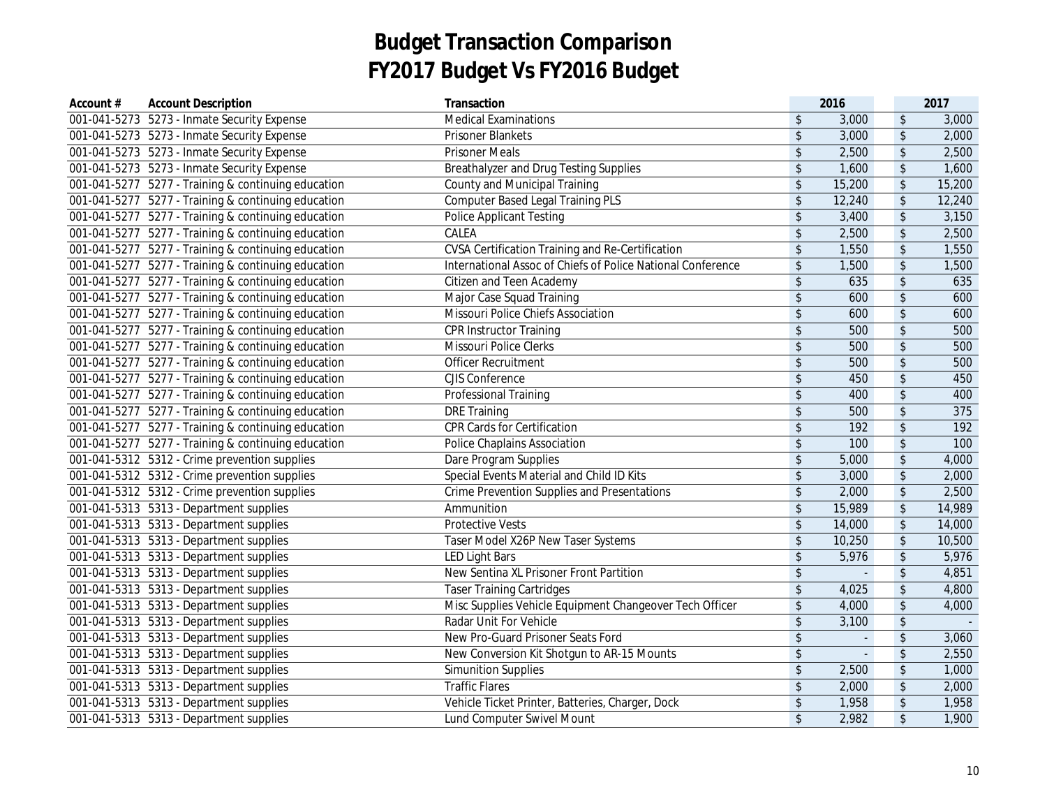# Budget Transaction Comparison
# FY2017 Budget Vs FY2016 Budget

| Account # | Account Description | Transaction | 2016 | 2017 |
|---|---|---|---|---|
| 001-041-5273 | 5273 - Inmate Security Expense | Medical Examinations | $ 3,000 | $ 3,000 |
| 001-041-5273 | 5273 - Inmate Security Expense | Prisoner Blankets | $ 3,000 | $ 2,000 |
| 001-041-5273 | 5273 - Inmate Security Expense | Prisoner Meals | $ 2,500 | $ 2,500 |
| 001-041-5273 | 5273 - Inmate Security Expense | Breathalyzer and Drug Testing Supplies | $ 1,600 | $ 1,600 |
| 001-041-5277 | 5277 - Training & continuing education | County and Municipal Training | $ 15,200 | $ 15,200 |
| 001-041-5277 | 5277 - Training & continuing education | Computer Based Legal Training PLS | $ 12,240 | $ 12,240 |
| 001-041-5277 | 5277 - Training & continuing education | Police Applicant Testing | $ 3,400 | $ 3,150 |
| 001-041-5277 | 5277 - Training & continuing education | CALEA | $ 2,500 | $ 2,500 |
| 001-041-5277 | 5277 - Training & continuing education | CVSA Certification Training and Re-Certification | $ 1,550 | $ 1,550 |
| 001-041-5277 | 5277 - Training & continuing education | International Assoc of Chiefs of Police National Conference | $ 1,500 | $ 1,500 |
| 001-041-5277 | 5277 - Training & continuing education | Citizen and Teen Academy | $ 635 | $ 635 |
| 001-041-5277 | 5277 - Training & continuing education | Major Case Squad Training | $ 600 | $ 600 |
| 001-041-5277 | 5277 - Training & continuing education | Missouri Police Chiefs Association | $ 600 | $ 600 |
| 001-041-5277 | 5277 - Training & continuing education | CPR Instructor Training | $ 500 | $ 500 |
| 001-041-5277 | 5277 - Training & continuing education | Missouri Police Clerks | $ 500 | $ 500 |
| 001-041-5277 | 5277 - Training & continuing education | Officer Recruitment | $ 500 | $ 500 |
| 001-041-5277 | 5277 - Training & continuing education | CJIS Conference | $ 450 | $ 450 |
| 001-041-5277 | 5277 - Training & continuing education | Professional Training | $ 400 | $ 400 |
| 001-041-5277 | 5277 - Training & continuing education | DRE Training | $ 500 | $ 375 |
| 001-041-5277 | 5277 - Training & continuing education | CPR Cards for Certification | $ 192 | $ 192 |
| 001-041-5277 | 5277 - Training & continuing education | Police Chaplains Association | $ 100 | $ 100 |
| 001-041-5312 | 5312 - Crime prevention supplies | Dare Program Supplies | $ 5,000 | $ 4,000 |
| 001-041-5312 | 5312 - Crime prevention supplies | Special Events Material and Child ID Kits | $ 3,000 | $ 2,000 |
| 001-041-5312 | 5312 - Crime prevention supplies | Crime Prevention Supplies and Presentations | $ 2,000 | $ 2,500 |
| 001-041-5313 | 5313 - Department supplies | Ammunition | $ 15,989 | $ 14,989 |
| 001-041-5313 | 5313 - Department supplies | Protective Vests | $ 14,000 | $ 14,000 |
| 001-041-5313 | 5313 - Department supplies | Taser Model X26P New Taser Systems | $ 10,250 | $ 10,500 |
| 001-041-5313 | 5313 - Department supplies | LED Light Bars | $ 5,976 | $ 5,976 |
| 001-041-5313 | 5313 - Department supplies | New Sentina XL Prisoner Front Partition | $ - | $ 4,851 |
| 001-041-5313 | 5313 - Department supplies | Taser Training Cartridges | $ 4,025 | $ 4,800 |
| 001-041-5313 | 5313 - Department supplies | Misc Supplies Vehicle Equipment Changeover Tech Officer | $ 4,000 | $ 4,000 |
| 001-041-5313 | 5313 - Department supplies | Radar Unit For Vehicle | $ 3,100 | $ - |
| 001-041-5313 | 5313 - Department supplies | New Pro-Guard Prisoner Seats Ford | $ - | $ 3,060 |
| 001-041-5313 | 5313 - Department supplies | New Conversion Kit Shotgun to AR-15 Mounts | $ - | $ 2,550 |
| 001-041-5313 | 5313 - Department supplies | Simunition Supplies | $ 2,500 | $ 1,000 |
| 001-041-5313 | 5313 - Department supplies | Traffic Flares | $ 2,000 | $ 2,000 |
| 001-041-5313 | 5313 - Department supplies | Vehicle Ticket Printer, Batteries, Charger, Dock | $ 1,958 | $ 1,958 |
| 001-041-5313 | 5313 - Department supplies | Lund Computer Swivel Mount | $ 2,982 | $ 1,900 |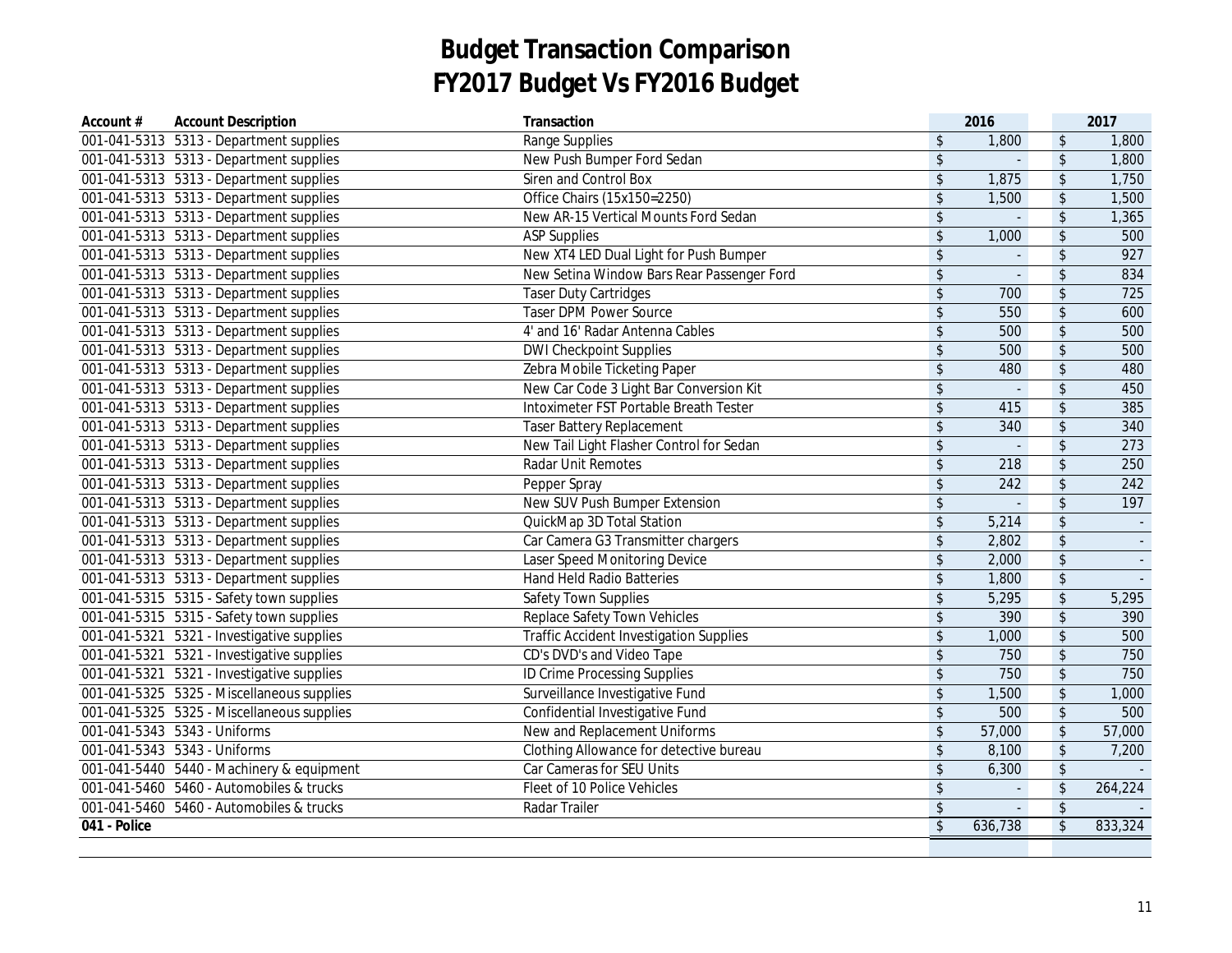# Budget Transaction Comparison
# FY2017 Budget Vs FY2016 Budget

| Account # | Account Description | Transaction | 2016 | 2017 |
|---|---|---|---|---|
| 001-041-5313 | 5313 - Department supplies | Range Supplies | $ 1,800 | $ 1,800 |
| 001-041-5313 | 5313 - Department supplies | New Push Bumper Ford Sedan | $ - | $ 1,800 |
| 001-041-5313 | 5313 - Department supplies | Siren and Control Box | $ 1,875 | $ 1,750 |
| 001-041-5313 | 5313 - Department supplies | Office Chairs (15x150=2250) | $ 1,500 | $ 1,500 |
| 001-041-5313 | 5313 - Department supplies | New AR-15 Vertical Mounts Ford Sedan | $ - | $ 1,365 |
| 001-041-5313 | 5313 - Department supplies | ASP Supplies | $ 1,000 | $ 500 |
| 001-041-5313 | 5313 - Department supplies | New XT4 LED Dual Light for Push Bumper | $ - | $ 927 |
| 001-041-5313 | 5313 - Department supplies | New Setina Window Bars Rear Passenger Ford | $ - | $ 834 |
| 001-041-5313 | 5313 - Department supplies | Taser Duty Cartridges | $ 700 | $ 725 |
| 001-041-5313 | 5313 - Department supplies | Taser DPM Power Source | $ 550 | $ 600 |
| 001-041-5313 | 5313 - Department supplies | 4' and 16' Radar Antenna Cables | $ 500 | $ 500 |
| 001-041-5313 | 5313 - Department supplies | DWI Checkpoint Supplies | $ 500 | $ 500 |
| 001-041-5313 | 5313 - Department supplies | Zebra Mobile Ticketing Paper | $ 480 | $ 480 |
| 001-041-5313 | 5313 - Department supplies | New Car Code 3 Light Bar Conversion Kit | $ - | $ 450 |
| 001-041-5313 | 5313 - Department supplies | Intoximeter FST Portable Breath Tester | $ 415 | $ 385 |
| 001-041-5313 | 5313 - Department supplies | Taser Battery Replacement | $ 340 | $ 340 |
| 001-041-5313 | 5313 - Department supplies | New Tail Light Flasher Control for Sedan | $ - | $ 273 |
| 001-041-5313 | 5313 - Department supplies | Radar Unit Remotes | $ 218 | $ 250 |
| 001-041-5313 | 5313 - Department supplies | Pepper Spray | $ 242 | $ 242 |
| 001-041-5313 | 5313 - Department supplies | New SUV Push Bumper Extension | $ - | $ 197 |
| 001-041-5313 | 5313 - Department supplies | QuickMap 3D Total Station | $ 5,214 | $ - |
| 001-041-5313 | 5313 - Department supplies | Car Camera G3 Transmitter chargers | $ 2,802 | $ - |
| 001-041-5313 | 5313 - Department supplies | Laser Speed Monitoring Device | $ 2,000 | $ - |
| 001-041-5313 | 5313 - Department supplies | Hand Held Radio Batteries | $ 1,800 | $ - |
| 001-041-5315 | 5315 - Safety town supplies | Safety Town Supplies | $ 5,295 | $ 5,295 |
| 001-041-5315 | 5315 - Safety town supplies | Replace Safety Town Vehicles | $ 390 | $ 390 |
| 001-041-5321 | 5321 - Investigative supplies | Traffic Accident Investigation Supplies | $ 1,000 | $ 500 |
| 001-041-5321 | 5321 - Investigative supplies | CD's DVD's and Video Tape | $ 750 | $ 750 |
| 001-041-5321 | 5321 - Investigative supplies | ID Crime Processing Supplies | $ 750 | $ 750 |
| 001-041-5325 | 5325 - Miscellaneous supplies | Surveillance Investigative Fund | $ 1,500 | $ 1,000 |
| 001-041-5325 | 5325 - Miscellaneous supplies | Confidential Investigative Fund | $ 500 | $ 500 |
| 001-041-5343 | 5343 - Uniforms | New and Replacement Uniforms | $ 57,000 | $ 57,000 |
| 001-041-5343 | 5343 - Uniforms | Clothing Allowance for detective bureau | $ 8,100 | $ 7,200 |
| 001-041-5440 | 5440 - Machinery & equipment | Car Cameras for SEU Units | $ 6,300 | $ - |
| 001-041-5460 | 5460 - Automobiles & trucks | Fleet of 10 Police Vehicles | $ - | $ 264,224 |
| 001-041-5460 | 5460 - Automobiles & trucks | Radar Trailer | $ - | $ - |
| **041 - Police** | | | $ 636,738 | $ 833,324 |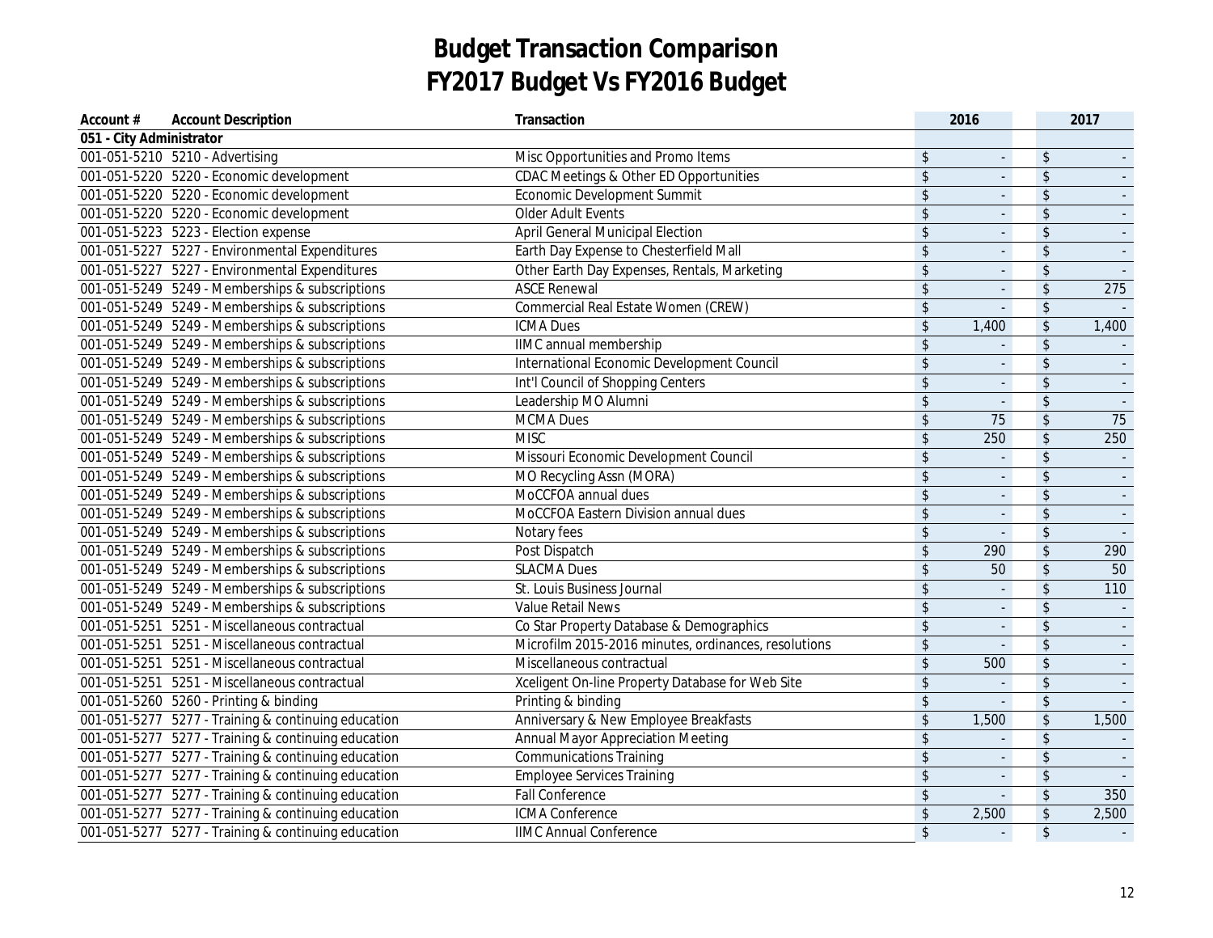# Budget Transaction Comparison
# FY2017 Budget Vs FY2016 Budget

| Account # | Account Description | Transaction | 2016 | 2017 |
|---|---|---|---|---|
| **051 - City Administrator** | | | | |
| 001-051-5210 | 5210 - Advertising | Misc Opportunities and Promo Items | $ - | $ - |
| 001-051-5220 | 5220 - Economic development | CDAC Meetings & Other ED Opportunities | $ - | $ - |
| 001-051-5220 | 5220 - Economic development | Economic Development Summit | $ - | $ - |
| 001-051-5220 | 5220 - Economic development | Older Adult Events | $ - | $ - |
| 001-051-5223 | 5223 - Election expense | April General Municipal Election | $ - | $ - |
| 001-051-5227 | 5227 - Environmental Expenditures | Earth Day Expense to Chesterfield Mall | $ - | $ - |
| 001-051-5227 | 5227 - Environmental Expenditures | Other Earth Day Expenses, Rentals, Marketing | $ - | $ - |
| 001-051-5249 | 5249 - Memberships & subscriptions | ASCE Renewal | $ - | $ 275 |
| 001-051-5249 | 5249 - Memberships & subscriptions | Commercial Real Estate Women (CREW) | $ - | $ - |
| 001-051-5249 | 5249 - Memberships & subscriptions | ICMA Dues | $ 1,400 | $ 1,400 |
| 001-051-5249 | 5249 - Memberships & subscriptions | IIMC annual membership | $ - | $ - |
| 001-051-5249 | 5249 - Memberships & subscriptions | International Economic Development Council | $ - | $ - |
| 001-051-5249 | 5249 - Memberships & subscriptions | Int'l Council of Shopping Centers | $ - | $ - |
| 001-051-5249 | 5249 - Memberships & subscriptions | Leadership MO Alumni | $ - | $ - |
| 001-051-5249 | 5249 - Memberships & subscriptions | MCMA Dues | $ 75 | $ 75 |
| 001-051-5249 | 5249 - Memberships & subscriptions | MISC | $ 250 | $ 250 |
| 001-051-5249 | 5249 - Memberships & subscriptions | Missouri Economic Development Council | $ - | $ - |
| 001-051-5249 | 5249 - Memberships & subscriptions | MO Recycling Assn (MORA) | $ - | $ - |
| 001-051-5249 | 5249 - Memberships & subscriptions | MoCCFOA annual dues | $ - | $ - |
| 001-051-5249 | 5249 - Memberships & subscriptions | MoCCFOA Eastern Division annual dues | $ - | $ - |
| 001-051-5249 | 5249 - Memberships & subscriptions | Notary fees | $ - | $ - |
| 001-051-5249 | 5249 - Memberships & subscriptions | Post Dispatch | $ 290 | $ 290 |
| 001-051-5249 | 5249 - Memberships & subscriptions | SLACMA Dues | $ 50 | $ 50 |
| 001-051-5249 | 5249 - Memberships & subscriptions | St. Louis Business Journal | $ - | $ 110 |
| 001-051-5249 | 5249 - Memberships & subscriptions | Value Retail News | $ - | $ - |
| 001-051-5251 | 5251 - Miscellaneous contractual | Co Star Property Database & Demographics | $ - | $ - |
| 001-051-5251 | 5251 - Miscellaneous contractual | Microfilm 2015-2016 minutes, ordinances, resolutions | $ - | $ - |
| 001-051-5251 | 5251 - Miscellaneous contractual | Miscellaneous contractual | $ 500 | $ - |
| 001-051-5251 | 5251 - Miscellaneous contractual | Xceligent On-line Property Database for Web Site | $ - | $ - |
| 001-051-5260 | 5260 - Printing & binding | Printing & binding | $ - | $ - |
| 001-051-5277 | 5277 - Training & continuing education | Anniversary & New Employee Breakfasts | $ 1,500 | $ 1,500 |
| 001-051-5277 | 5277 - Training & continuing education | Annual Mayor Appreciation Meeting | $ - | $ - |
| 001-051-5277 | 5277 - Training & continuing education | Communications Training | $ - | $ - |
| 001-051-5277 | 5277 - Training & continuing education | Employee Services Training | $ - | $ - |
| 001-051-5277 | 5277 - Training & continuing education | Fall Conference | $ - | $ 350 |
| 001-051-5277 | 5277 - Training & continuing education | ICMA Conference | $ 2,500 | $ 2,500 |
| 001-051-5277 | 5277 - Training & continuing education | IIMC Annual Conference | $ - | $ - |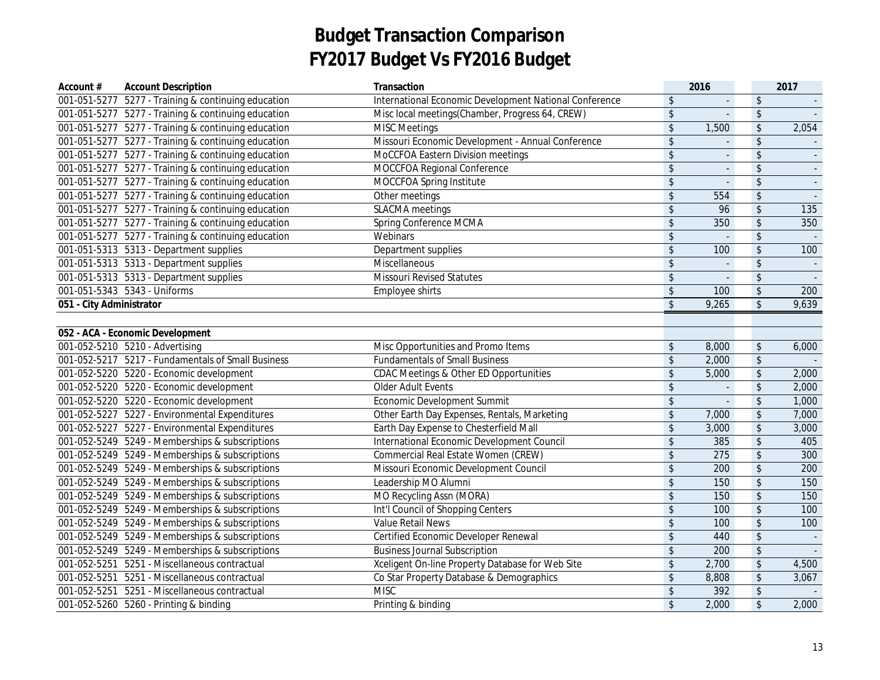# Budget Transaction Comparison
# FY2017 Budget Vs FY2016 Budget

| Account # | Account Description | Transaction | 2016 | 2017 |
|---|---|---|---|---|
| 001-051-5277 | 5277 - Training & continuing education | International Economic Development National Conference | $ - | $ - |
| 001-051-5277 | 5277 - Training & continuing education | Misc local meetings(Chamber, Progress 64, CREW) | $ - | $ - |
| 001-051-5277 | 5277 - Training & continuing education | MISC Meetings | $ 1,500 | $ 2,054 |
| 001-051-5277 | 5277 - Training & continuing education | Missouri Economic Development - Annual Conference | $ - | $ - |
| 001-051-5277 | 5277 - Training & continuing education | MoCCFOA Eastern Division meetings | $ - | $ - |
| 001-051-5277 | 5277 - Training & continuing education | MOCCFOA Regional Conference | $ - | $ - |
| 001-051-5277 | 5277 - Training & continuing education | MOCCFOA Spring Institute | $ - | $ - |
| 001-051-5277 | 5277 - Training & continuing education | Other meetings | $ 554 | $ - |
| 001-051-5277 | 5277 - Training & continuing education | SLACMA meetings | $ 96 | $ 135 |
| 001-051-5277 | 5277 - Training & continuing education | Spring Conference MCMA | $ 350 | $ 350 |
| 001-051-5277 | 5277 - Training & continuing education | Webinars | $ - | $ - |
| 001-051-5313 | 5313 - Department supplies | Department supplies | $ 100 | $ 100 |
| 001-051-5313 | 5313 - Department supplies | Miscellaneous | $ - | $ - |
| 001-051-5313 | 5313 - Department supplies | Missouri Revised Statutes | $ - | $ - |
| 001-051-5343 | 5343 - Uniforms | Employee shirts | $ 100 | $ 200 |
| **051 - City Administrator** | | | $ 9,265 | $ 9,639 |
| | | | | |
| **052 - ACA - Economic Development** | | | | |
| 001-052-5210 | 5210 - Advertising | Misc Opportunities and Promo Items | $ 8,000 | $ 6,000 |
| 001-052-5217 | 5217 - Fundamentals of Small Business | Fundamentals of Small Business | $ 2,000 | $ - |
| 001-052-5220 | 5220 - Economic development | CDAC Meetings & Other ED Opportunities | $ 5,000 | $ 2,000 |
| 001-052-5220 | 5220 - Economic development | Older Adult Events | $ - | $ 2,000 |
| 001-052-5220 | 5220 - Economic development | Economic Development Summit | $ - | $ 1,000 |
| 001-052-5227 | 5227 - Environmental Expenditures | Other Earth Day Expenses, Rentals, Marketing | $ 7,000 | $ 7,000 |
| 001-052-5227 | 5227 - Environmental Expenditures | Earth Day Expense to Chesterfield Mall | $ 3,000 | $ 3,000 |
| 001-052-5249 | 5249 - Memberships & subscriptions | International Economic Development Council | $ 385 | $ 405 |
| 001-052-5249 | 5249 - Memberships & subscriptions | Commercial Real Estate Women (CREW) | $ 275 | $ 300 |
| 001-052-5249 | 5249 - Memberships & subscriptions | Missouri Economic Development Council | $ 200 | $ 200 |
| 001-052-5249 | 5249 - Memberships & subscriptions | Leadership MO Alumni | $ 150 | $ 150 |
| 001-052-5249 | 5249 - Memberships & subscriptions | MO Recycling Assn (MORA) | $ 150 | $ 150 |
| 001-052-5249 | 5249 - Memberships & subscriptions | Int'l Council of Shopping Centers | $ 100 | $ 100 |
| 001-052-5249 | 5249 - Memberships & subscriptions | Value Retail News | $ 100 | $ 100 |
| 001-052-5249 | 5249 - Memberships & subscriptions | Certified Economic Developer Renewal | $ 440 | $ - |
| 001-052-5249 | 5249 - Memberships & subscriptions | Business Journal Subscription | $ 200 | $ - |
| 001-052-5251 | 5251 - Miscellaneous contractual | Xceligent On-line Property Database for Web Site | $ 2,700 | $ 4,500 |
| 001-052-5251 | 5251 - Miscellaneous contractual | Co Star Property Database & Demographics | $ 8,808 | $ 3,067 |
| 001-052-5251 | 5251 - Miscellaneous contractual | MISC | $ 392 | $ - |
| 001-052-5260 | 5260 - Printing & binding | Printing & binding | $ 2,000 | $ 2,000 |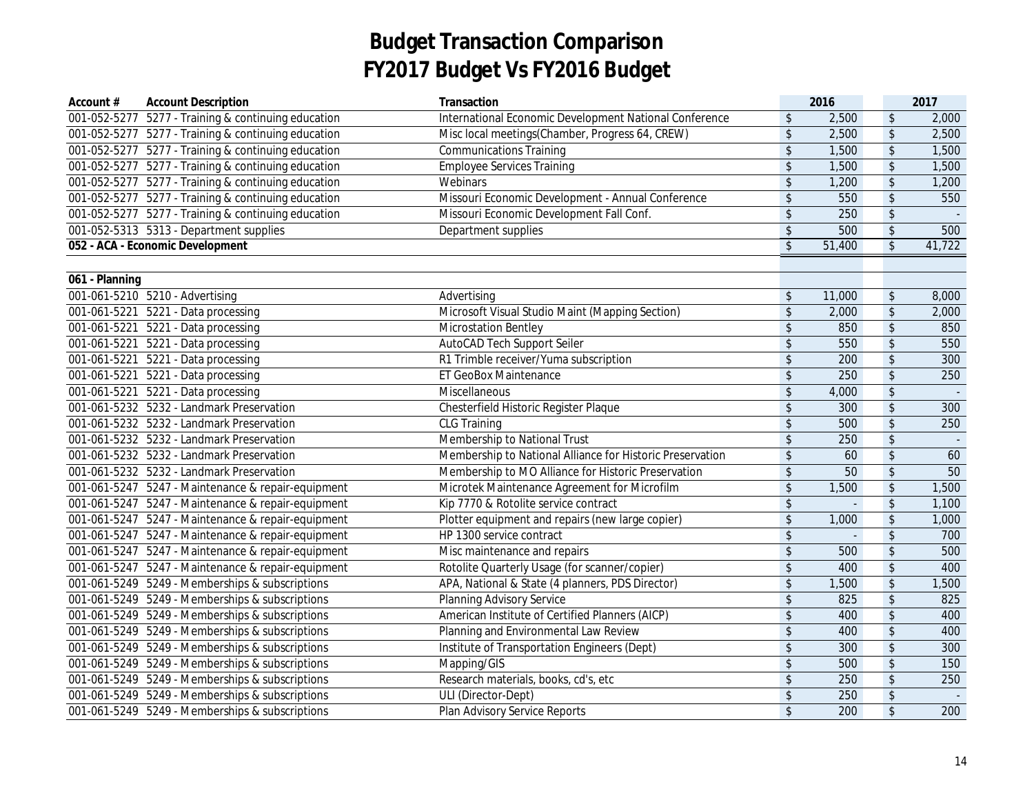# Budget Transaction Comparison
# FY2017 Budget Vs FY2016 Budget

| Account # | Account Description | Transaction | 2016 | 2017 |
|---|---|---|---|---|
| 001-052-5277 | 5277 - Training & continuing education | International Economic Development National Conference | $ 2,500 | $ 2,000 |
| 001-052-5277 | 5277 - Training & continuing education | Misc local meetings(Chamber, Progress 64, CREW) | $ 2,500 | $ 2,500 |
| 001-052-5277 | 5277 - Training & continuing education | Communications Training | $ 1,500 | $ 1,500 |
| 001-052-5277 | 5277 - Training & continuing education | Employee Services Training | $ 1,500 | $ 1,500 |
| 001-052-5277 | 5277 - Training & continuing education | Webinars | $ 1,200 | $ 1,200 |
| 001-052-5277 | 5277 - Training & continuing education | Missouri Economic Development - Annual Conference | $ 550 | $ 550 |
| 001-052-5277 | 5277 - Training & continuing education | Missouri Economic Development Fall Conf. | $ 250 | $ - |
| 001-052-5313 | 5313 - Department supplies | Department supplies | $ 500 | $ 500 |
| **052 - ACA - Economic Development** | | | **$ 51,400** | **$ 41,722** |
| | | | | |
| **061 - Planning** | | | | |
| 001-061-5210 | 5210 - Advertising | Advertising | $ 11,000 | $ 8,000 |
| 001-061-5221 | 5221 - Data processing | Microsoft Visual Studio Maint (Mapping Section) | $ 2,000 | $ 2,000 |
| 001-061-5221 | 5221 - Data processing | Microstation Bentley | $ 850 | $ 850 |
| 001-061-5221 | 5221 - Data processing | AutoCAD Tech Support Seiler | $ 550 | $ 550 |
| 001-061-5221 | 5221 - Data processing | R1 Trimble receiver/Yuma subscription | $ 200 | $ 300 |
| 001-061-5221 | 5221 - Data processing | ET GeoBox Maintenance | $ 250 | $ 250 |
| 001-061-5221 | 5221 - Data processing | Miscellaneous | $ 4,000 | $ - |
| 001-061-5232 | 5232 - Landmark Preservation | Chesterfield Historic Register Plaque | $ 300 | $ 300 |
| 001-061-5232 | 5232 - Landmark Preservation | CLG Training | $ 500 | $ 250 |
| 001-061-5232 | 5232 - Landmark Preservation | Membership to National Trust | $ 250 | $ - |
| 001-061-5232 | 5232 - Landmark Preservation | Membership to National Alliance for Historic Preservation | $ 60 | $ 60 |
| 001-061-5232 | 5232 - Landmark Preservation | Membership to MO Alliance for Historic Preservation | $ 50 | $ 50 |
| 001-061-5247 | 5247 - Maintenance & repair-equipment | Microtek Maintenance Agreement for Microfilm | $ 1,500 | $ 1,500 |
| 001-061-5247 | 5247 - Maintenance & repair-equipment | Kip 7770 & Rotolite service contract | $ - | $ 1,100 |
| 001-061-5247 | 5247 - Maintenance & repair-equipment | Plotter equipment and repairs (new large copier) | $ 1,000 | $ 1,000 |
| 001-061-5247 | 5247 - Maintenance & repair-equipment | HP 1300 service contract | $ - | $ 700 |
| 001-061-5247 | 5247 - Maintenance & repair-equipment | Misc maintenance and repairs | $ 500 | $ 500 |
| 001-061-5247 | 5247 - Maintenance & repair-equipment | Rotolite Quarterly Usage (for scanner/copier) | $ 400 | $ 400 |
| 001-061-5249 | 5249 - Memberships & subscriptions | APA, National & State (4 planners, PDS Director) | $ 1,500 | $ 1,500 |
| 001-061-5249 | 5249 - Memberships & subscriptions | Planning Advisory Service | $ 825 | $ 825 |
| 001-061-5249 | 5249 - Memberships & subscriptions | American Institute of Certified Planners (AICP) | $ 400 | $ 400 |
| 001-061-5249 | 5249 - Memberships & subscriptions | Planning and Environmental Law Review | $ 400 | $ 400 |
| 001-061-5249 | 5249 - Memberships & subscriptions | Institute of Transportation Engineers (Dept) | $ 300 | $ 300 |
| 001-061-5249 | 5249 - Memberships & subscriptions | Mapping/GIS | $ 500 | $ 150 |
| 001-061-5249 | 5249 - Memberships & subscriptions | Research materials, books, cd's, etc | $ 250 | $ 250 |
| 001-061-5249 | 5249 - Memberships & subscriptions | ULI (Director-Dept) | $ 250 | $ - |
| 001-061-5249 | 5249 - Memberships & subscriptions | Plan Advisory Service Reports | $ 200 | $ 200 |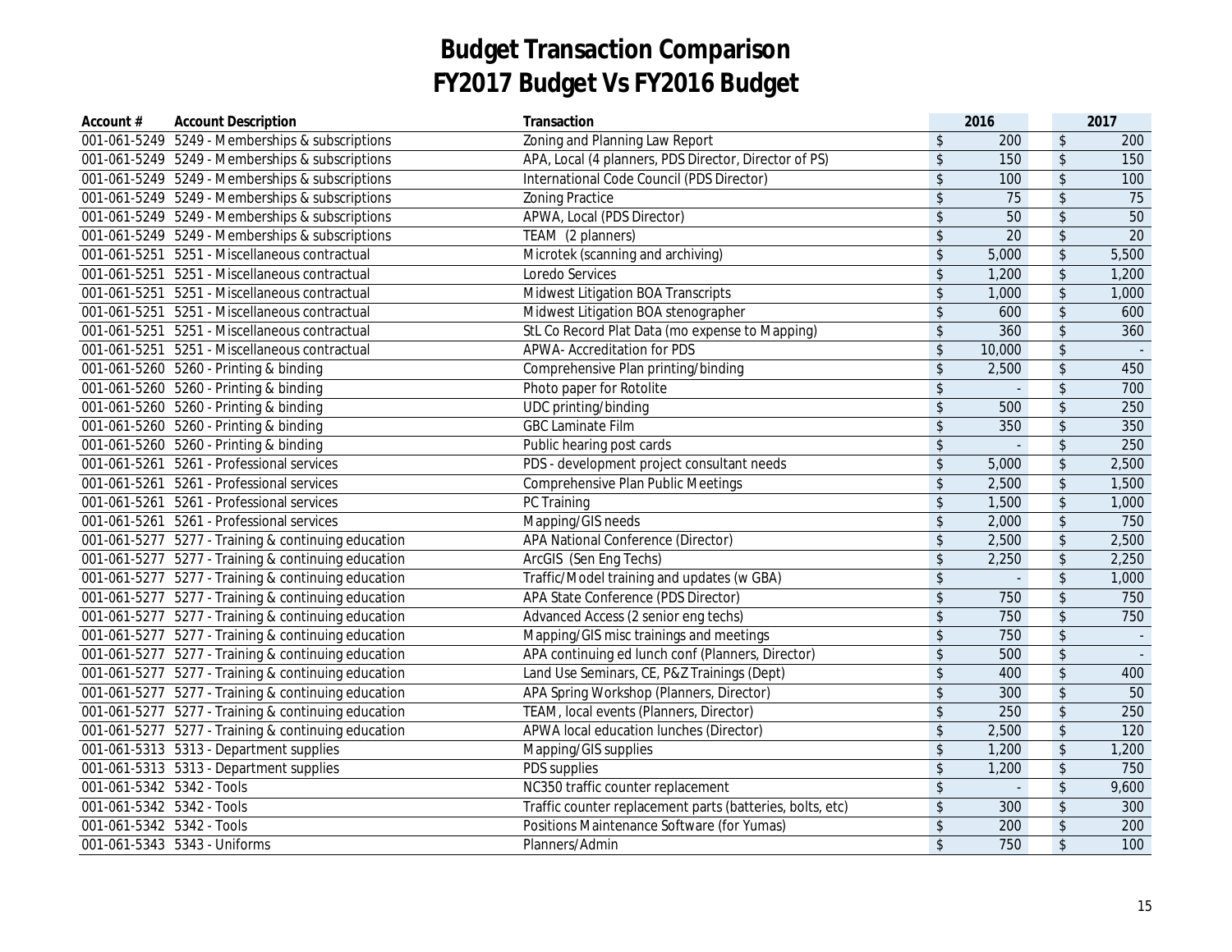# Budget Transaction Comparison
# FY2017 Budget Vs FY2016 Budget

| Account # | Account Description | Transaction | 2016 | 2017 |
|---|---|---|---|---|
| 001-061-5249 | 5249 - Memberships & subscriptions | Zoning and Planning Law Report | $ 200 | $ 200 |
| 001-061-5249 | 5249 - Memberships & subscriptions | APA, Local (4 planners, PDS Director, Director of PS) | $ 150 | $ 150 |
| 001-061-5249 | 5249 - Memberships & subscriptions | International Code Council (PDS Director) | $ 100 | $ 100 |
| 001-061-5249 | 5249 - Memberships & subscriptions | Zoning Practice | $ 75 | $ 75 |
| 001-061-5249 | 5249 - Memberships & subscriptions | APWA, Local (PDS Director) | $ 50 | $ 50 |
| 001-061-5249 | 5249 - Memberships & subscriptions | TEAM (2 planners) | $ 20 | $ 20 |
| 001-061-5251 | 5251 - Miscellaneous contractual | Microtek (scanning and archiving) | $ 5,000 | $ 5,500 |
| 001-061-5251 | 5251 - Miscellaneous contractual | Loredo Services | $ 1,200 | $ 1,200 |
| 001-061-5251 | 5251 - Miscellaneous contractual | Midwest Litigation BOA Transcripts | $ 1,000 | $ 1,000 |
| 001-061-5251 | 5251 - Miscellaneous contractual | Midwest Litigation BOA stenographer | $ 600 | $ 600 |
| 001-061-5251 | 5251 - Miscellaneous contractual | StL Co Record Plat Data (mo expense to Mapping) | $ 360 | $ 360 |
| 001-061-5251 | 5251 - Miscellaneous contractual | APWA- Accreditation for PDS | $ 10,000 | $ - |
| 001-061-5260 | 5260 - Printing & binding | Comprehensive Plan printing/binding | $ 2,500 | $ 450 |
| 001-061-5260 | 5260 - Printing & binding | Photo paper for Rotolite | $ - | $ 700 |
| 001-061-5260 | 5260 - Printing & binding | UDC printing/binding | $ 500 | $ 250 |
| 001-061-5260 | 5260 - Printing & binding | GBC Laminate Film | $ 350 | $ 350 |
| 001-061-5260 | 5260 - Printing & binding | Public hearing post cards | $ - | $ 250 |
| 001-061-5261 | 5261 - Professional services | PDS - development project consultant needs | $ 5,000 | $ 2,500 |
| 001-061-5261 | 5261 - Professional services | Comprehensive Plan Public Meetings | $ 2,500 | $ 1,500 |
| 001-061-5261 | 5261 - Professional services | PC Training | $ 1,500 | $ 1,000 |
| 001-061-5261 | 5261 - Professional services | Mapping/GIS needs | $ 2,000 | $ 750 |
| 001-061-5277 | 5277 - Training & continuing education | APA National Conference (Director) | $ 2,500 | $ 2,500 |
| 001-061-5277 | 5277 - Training & continuing education | ArcGIS (Sen Eng Techs) | $ 2,250 | $ 2,250 |
| 001-061-5277 | 5277 - Training & continuing education | Traffic/Model training and updates (w GBA) | $ - | $ 1,000 |
| 001-061-5277 | 5277 - Training & continuing education | APA State Conference (PDS Director) | $ 750 | $ 750 |
| 001-061-5277 | 5277 - Training & continuing education | Advanced Access (2 senior eng techs) | $ 750 | $ 750 |
| 001-061-5277 | 5277 - Training & continuing education | Mapping/GIS misc trainings and meetings | $ 750 | $ - |
| 001-061-5277 | 5277 - Training & continuing education | APA continuing ed lunch conf (Planners, Director) | $ 500 | $ - |
| 001-061-5277 | 5277 - Training & continuing education | Land Use Seminars, CE, P&Z Trainings (Dept) | $ 400 | $ 400 |
| 001-061-5277 | 5277 - Training & continuing education | APA Spring Workshop (Planners, Director) | $ 300 | $ 50 |
| 001-061-5277 | 5277 - Training & continuing education | TEAM, local events (Planners, Director) | $ 250 | $ 250 |
| 001-061-5277 | 5277 - Training & continuing education | APWA local education lunches (Director) | $ 2,500 | $ 120 |
| 001-061-5313 | 5313 - Department supplies | Mapping/GIS supplies | $ 1,200 | $ 1,200 |
| 001-061-5313 | 5313 - Department supplies | PDS supplies | $ 1,200 | $ 750 |
| 001-061-5342 | 5342 - Tools | NC350 traffic counter replacement | $ - | $ 9,600 |
| 001-061-5342 | 5342 - Tools | Traffic counter replacement parts (batteries, bolts, etc) | $ 300 | $ 300 |
| 001-061-5342 | 5342 - Tools | Positions Maintenance Software (for Yumas) | $ 200 | $ 200 |
| 001-061-5343 | 5343 - Uniforms | Planners/Admin | $ 750 | $ 100 |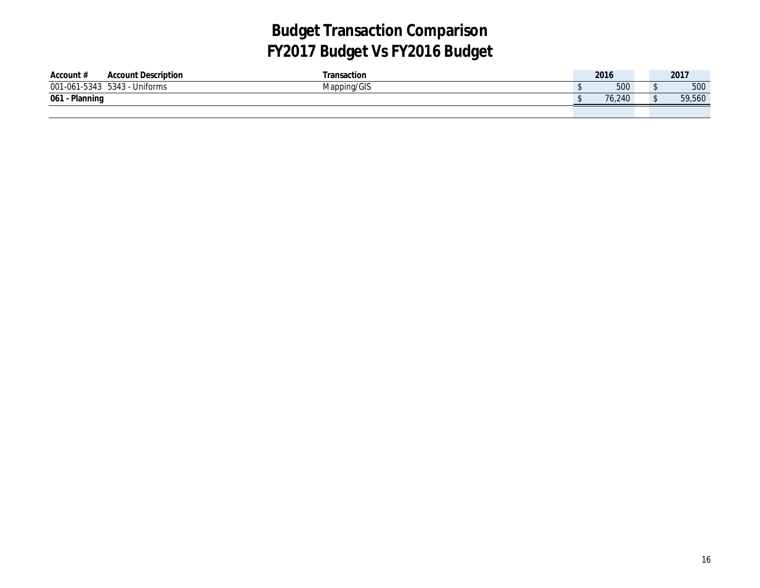# Budget Transaction Comparison
# FY2017 Budget Vs FY2016 Budget

| Account # | Account Description | Transaction | 2016 | 2017 |
|---|---|---|---|---|
| 001-061-5343 | 5343 - Uniforms | Mapping/GIS | $ 500 | $ 500 |
| **061 - Planning** | | | $ 76,240 | $ 59,560 |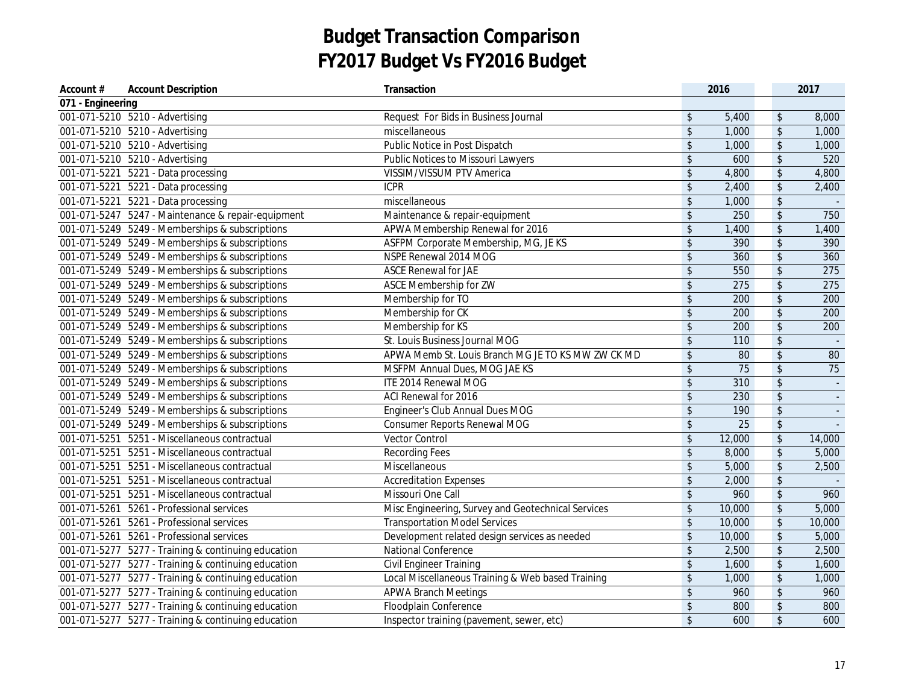# Budget Transaction Comparison
# FY2017 Budget Vs FY2016 Budget

| Account # | Account Description | Transaction | 2016 | 2017 |
|---|---|---|---|---|
| 071 - Engineering | | | | |
| 001-071-5210 | 5210 - Advertising | Request For Bids in Business Journal | $ 5,400 | $ 8,000 |
| 001-071-5210 | 5210 - Advertising | miscellaneous | $ 1,000 | $ 1,000 |
| 001-071-5210 | 5210 - Advertising | Public Notice in Post Dispatch | $ 1,000 | $ 1,000 |
| 001-071-5210 | 5210 - Advertising | Public Notices to Missouri Lawyers | $ 600 | $ 520 |
| 001-071-5221 | 5221 - Data processing | VISSIM/VISSUM PTV America | $ 4,800 | $ 4,800 |
| 001-071-5221 | 5221 - Data processing | ICPR | $ 2,400 | $ 2,400 |
| 001-071-5221 | 5221 - Data processing | miscellaneous | $ 1,000 | $ - |
| 001-071-5247 | 5247 - Maintenance & repair-equipment | Maintenance & repair-equipment | $ 250 | $ 750 |
| 001-071-5249 | 5249 - Memberships & subscriptions | APWA Membership Renewal for 2016 | $ 1,400 | $ 1,400 |
| 001-071-5249 | 5249 - Memberships & subscriptions | ASFPM Corporate Membership, MG, JE KS | $ 390 | $ 390 |
| 001-071-5249 | 5249 - Memberships & subscriptions | NSPE Renewal 2014 MOG | $ 360 | $ 360 |
| 001-071-5249 | 5249 - Memberships & subscriptions | ASCE Renewal for JAE | $ 550 | $ 275 |
| 001-071-5249 | 5249 - Memberships & subscriptions | ASCE Membership for ZW | $ 275 | $ 275 |
| 001-071-5249 | 5249 - Memberships & subscriptions | Membership for TO | $ 200 | $ 200 |
| 001-071-5249 | 5249 - Memberships & subscriptions | Membership for CK | $ 200 | $ 200 |
| 001-071-5249 | 5249 - Memberships & subscriptions | Membership for KS | $ 200 | $ 200 |
| 001-071-5249 | 5249 - Memberships & subscriptions | St. Louis Business Journal MOG | $ 110 | $ - |
| 001-071-5249 | 5249 - Memberships & subscriptions | APWA Memb St. Louis Branch MG JE TO KS MW ZW CK MD | $ 80 | $ 80 |
| 001-071-5249 | 5249 - Memberships & subscriptions | MSFPM Annual Dues, MOG JAE KS | $ 75 | $ 75 |
| 001-071-5249 | 5249 - Memberships & subscriptions | ITE 2014 Renewal MOG | $ 310 | $ - |
| 001-071-5249 | 5249 - Memberships & subscriptions | ACI Renewal for 2016 | $ 230 | $ - |
| 001-071-5249 | 5249 - Memberships & subscriptions | Engineer's Club Annual Dues MOG | $ 190 | $ - |
| 001-071-5249 | 5249 - Memberships & subscriptions | Consumer Reports Renewal MOG | $ 25 | $ - |
| 001-071-5251 | 5251 - Miscellaneous contractual | Vector Control | $ 12,000 | $ 14,000 |
| 001-071-5251 | 5251 - Miscellaneous contractual | Recording Fees | $ 8,000 | $ 5,000 |
| 001-071-5251 | 5251 - Miscellaneous contractual | Miscellaneous | $ 5,000 | $ 2,500 |
| 001-071-5251 | 5251 - Miscellaneous contractual | Accreditation Expenses | $ 2,000 | $ - |
| 001-071-5251 | 5251 - Miscellaneous contractual | Missouri One Call | $ 960 | $ 960 |
| 001-071-5261 | 5261 - Professional services | Misc Engineering, Survey and Geotechnical Services | $ 10,000 | $ 5,000 |
| 001-071-5261 | 5261 - Professional services | Transportation Model Services | $ 10,000 | $ 10,000 |
| 001-071-5261 | 5261 - Professional services | Development related design services as needed | $ 10,000 | $ 5,000 |
| 001-071-5277 | 5277 - Training & continuing education | National Conference | $ 2,500 | $ 2,500 |
| 001-071-5277 | 5277 - Training & continuing education | Civil Engineer Training | $ 1,600 | $ 1,600 |
| 001-071-5277 | 5277 - Training & continuing education | Local Miscellaneous Training & Web based Training | $ 1,000 | $ 1,000 |
| 001-071-5277 | 5277 - Training & continuing education | APWA Branch Meetings | $ 960 | $ 960 |
| 001-071-5277 | 5277 - Training & continuing education | Floodplain Conference | $ 800 | $ 800 |
| 001-071-5277 | 5277 - Training & continuing education | Inspector training (pavement, sewer, etc) | $ 600 | $ 600 |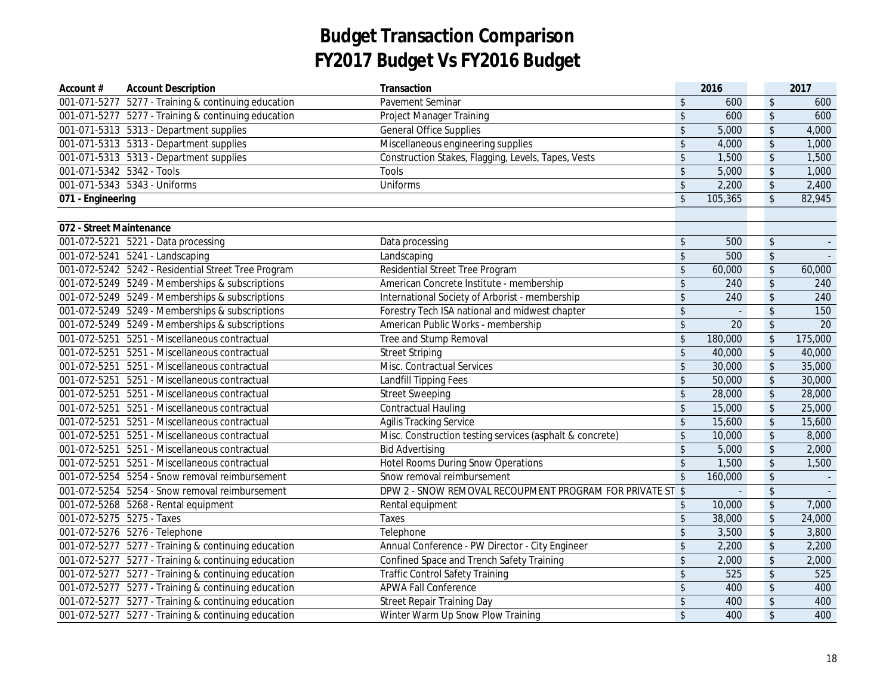# Budget Transaction Comparison
# FY2017 Budget Vs FY2016 Budget

| Account # | Account Description | Transaction | 2016 | 2017 |
|---|---|---|---|---|
| 001-071-5277 | 5277 - Training & continuing education | Pavement Seminar | $ 600 | $ 600 |
| 001-071-5277 | 5277 - Training & continuing education | Project Manager Training | $ 600 | $ 600 |
| 001-071-5313 | 5313 - Department supplies | General Office Supplies | $ 5,000 | $ 4,000 |
| 001-071-5313 | 5313 - Department supplies | Miscellaneous engineering supplies | $ 4,000 | $ 1,000 |
| 001-071-5313 | 5313 - Department supplies | Construction Stakes, Flagging, Levels, Tapes, Vests | $ 1,500 | $ 1,500 |
| 001-071-5342 | 5342 - Tools | Tools | $ 5,000 | $ 1,000 |
| 001-071-5343 | 5343 - Uniforms | Uniforms | $ 2,200 | $ 2,400 |
| **071 - Engineering** | | | $ 105,365 | $ 82,945 |
| | | | | |
| **072 - Street Maintenance** | | | | |
| 001-072-5221 | 5221 - Data processing | Data processing | $ 500 | $ - |
| 001-072-5241 | 5241 - Landscaping | Landscaping | $ 500 | $ - |
| 001-072-5242 | 5242 - Residential Street Tree Program | Residential Street Tree Program | $ 60,000 | $ 60,000 |
| 001-072-5249 | 5249 - Memberships & subscriptions | American Concrete Institute - membership | $ 240 | $ 240 |
| 001-072-5249 | 5249 - Memberships & subscriptions | International Society of Arborist - membership | $ 240 | $ 240 |
| 001-072-5249 | 5249 - Memberships & subscriptions | Forestry Tech ISA national and midwest chapter | $ - | $ 150 |
| 001-072-5249 | 5249 - Memberships & subscriptions | American Public Works - membership | $ 20 | $ 20 |
| 001-072-5251 | 5251 - Miscellaneous contractual | Tree and Stump Removal | $ 180,000 | $ 175,000 |
| 001-072-5251 | 5251 - Miscellaneous contractual | Street Striping | $ 40,000 | $ 40,000 |
| 001-072-5251 | 5251 - Miscellaneous contractual | Misc. Contractual Services | $ 30,000 | $ 35,000 |
| 001-072-5251 | 5251 - Miscellaneous contractual | Landfill Tipping Fees | $ 50,000 | $ 30,000 |
| 001-072-5251 | 5251 - Miscellaneous contractual | Street Sweeping | $ 28,000 | $ 28,000 |
| 001-072-5251 | 5251 - Miscellaneous contractual | Contractual Hauling | $ 15,000 | $ 25,000 |
| 001-072-5251 | 5251 - Miscellaneous contractual | Agilis Tracking Service | $ 15,600 | $ 15,600 |
| 001-072-5251 | 5251 - Miscellaneous contractual | Misc. Construction testing services (asphalt & concrete) | $ 10,000 | $ 8,000 |
| 001-072-5251 | 5251 - Miscellaneous contractual | Bid Advertising | $ 5,000 | $ 2,000 |
| 001-072-5251 | 5251 - Miscellaneous contractual | Hotel Rooms During Snow Operations | $ 1,500 | $ 1,500 |
| 001-072-5254 | 5254 - Snow removal reimbursement | Snow removal reimbursement | $ 160,000 | $ - |
| 001-072-5254 | 5254 - Snow removal reimbursement | DPW 2 - SNOW REMOVAL RECOUPMENT PROGRAM FOR PRIVATE ST | $ - | $ - |
| 001-072-5268 | 5268 - Rental equipment | Rental equipment | $ 10,000 | $ 7,000 |
| 001-072-5275 | 5275 - Taxes | Taxes | $ 38,000 | $ 24,000 |
| 001-072-5276 | 5276 - Telephone | Telephone | $ 3,500 | $ 3,800 |
| 001-072-5277 | 5277 - Training & continuing education | Annual Conference - PW Director - City Engineer | $ 2,200 | $ 2,200 |
| 001-072-5277 | 5277 - Training & continuing education | Confined Space and Trench Safety Training | $ 2,000 | $ 2,000 |
| 001-072-5277 | 5277 - Training & continuing education | Traffic Control Safety Training | $ 525 | $ 525 |
| 001-072-5277 | 5277 - Training & continuing education | APWA Fall Conference | $ 400 | $ 400 |
| 001-072-5277 | 5277 - Training & continuing education | Street Repair Training Day | $ 400 | $ 400 |
| 001-072-5277 | 5277 - Training & continuing education | Winter Warm Up Snow Plow Training | $ 400 | $ 400 |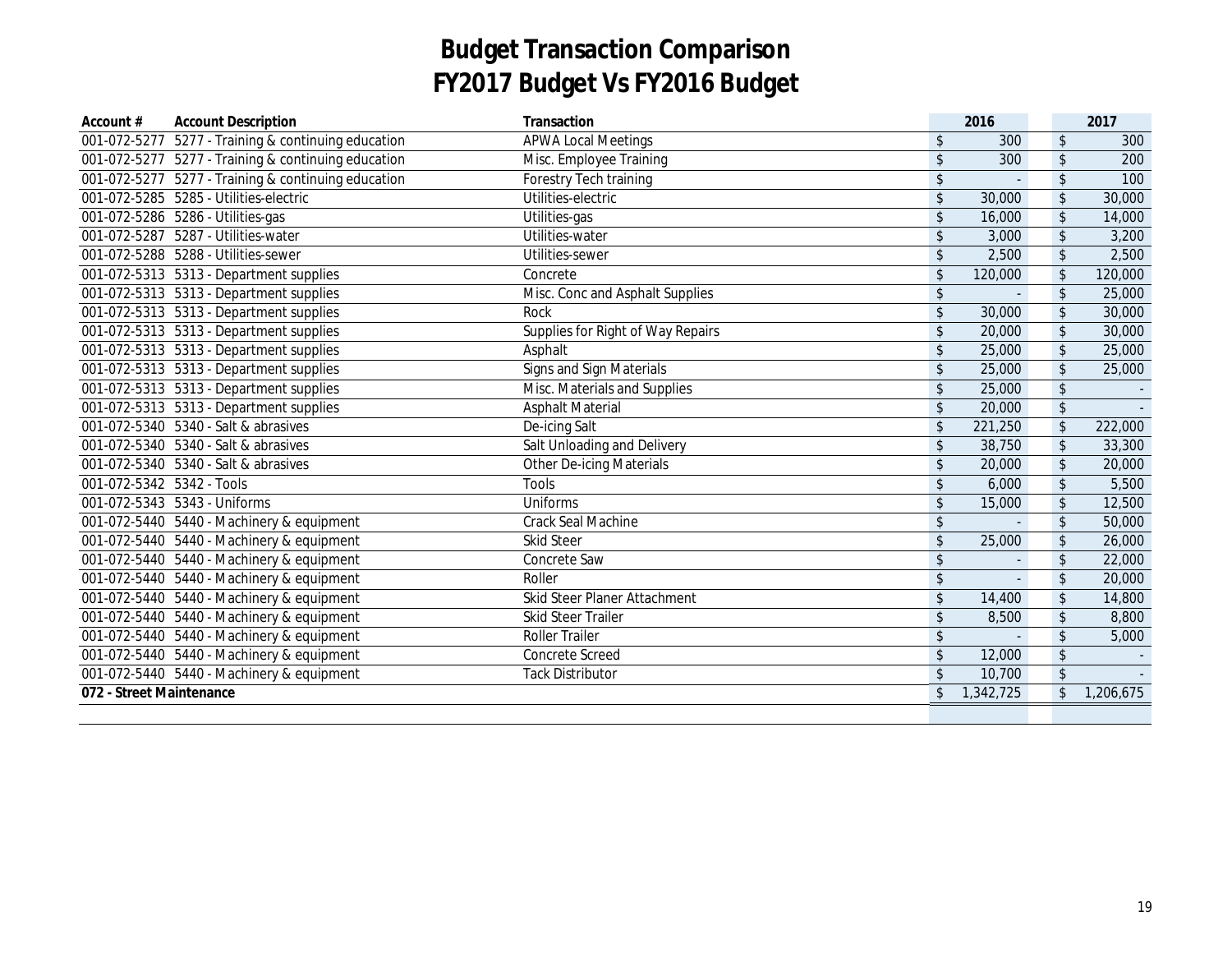# Budget Transaction Comparison
# FY2017 Budget Vs FY2016 Budget

| Account # | Account Description | Transaction | 2016 | 2017 |
|---|---|---|---|---|
| 001-072-5277 | 5277 - Training & continuing education | APWA Local Meetings | $ 300 | $ 300 |
| 001-072-5277 | 5277 - Training & continuing education | Misc. Employee Training | $ 300 | $ 200 |
| 001-072-5277 | 5277 - Training & continuing education | Forestry Tech training | $ - | $ 100 |
| 001-072-5285 | 5285 - Utilities-electric | Utilities-electric | $ 30,000 | $ 30,000 |
| 001-072-5286 | 5286 - Utilities-gas | Utilities-gas | $ 16,000 | $ 14,000 |
| 001-072-5287 | 5287 - Utilities-water | Utilities-water | $ 3,000 | $ 3,200 |
| 001-072-5288 | 5288 - Utilities-sewer | Utilities-sewer | $ 2,500 | $ 2,500 |
| 001-072-5313 | 5313 - Department supplies | Concrete | $ 120,000 | $ 120,000 |
| 001-072-5313 | 5313 - Department supplies | Misc. Conc and Asphalt Supplies | $ - | $ 25,000 |
| 001-072-5313 | 5313 - Department supplies | Rock | $ 30,000 | $ 30,000 |
| 001-072-5313 | 5313 - Department supplies | Supplies for Right of Way Repairs | $ 20,000 | $ 30,000 |
| 001-072-5313 | 5313 - Department supplies | Asphalt | $ 25,000 | $ 25,000 |
| 001-072-5313 | 5313 - Department supplies | Signs and Sign Materials | $ 25,000 | $ 25,000 |
| 001-072-5313 | 5313 - Department supplies | Misc. Materials and Supplies | $ 25,000 | $ - |
| 001-072-5313 | 5313 - Department supplies | Asphalt Material | $ 20,000 | $ - |
| 001-072-5340 | 5340 - Salt & abrasives | De-icing Salt | $ 221,250 | $ 222,000 |
| 001-072-5340 | 5340 - Salt & abrasives | Salt Unloading and Delivery | $ 38,750 | $ 33,300 |
| 001-072-5340 | 5340 - Salt & abrasives | Other De-icing Materials | $ 20,000 | $ 20,000 |
| 001-072-5342 | 5342 - Tools | Tools | $ 6,000 | $ 5,500 |
| 001-072-5343 | 5343 - Uniforms | Uniforms | $ 15,000 | $ 12,500 |
| 001-072-5440 | 5440 - Machinery & equipment | Crack Seal Machine | $ - | $ 50,000 |
| 001-072-5440 | 5440 - Machinery & equipment | Skid Steer | $ 25,000 | $ 26,000 |
| 001-072-5440 | 5440 - Machinery & equipment | Concrete Saw | $ - | $ 22,000 |
| 001-072-5440 | 5440 - Machinery & equipment | Roller | $ - | $ 20,000 |
| 001-072-5440 | 5440 - Machinery & equipment | Skid Steer Planer Attachment | $ 14,400 | $ 14,800 |
| 001-072-5440 | 5440 - Machinery & equipment | Skid Steer Trailer | $ 8,500 | $ 8,800 |
| 001-072-5440 | 5440 - Machinery & equipment | Roller Trailer | $ - | $ 5,000 |
| 001-072-5440 | 5440 - Machinery & equipment | Concrete Screed | $ 12,000 | $ - |
| 001-072-5440 | 5440 - Machinery & equipment | Tack Distributor | $ 10,700 | $ - |
| **072 - Street Maintenance** | | | $ 1,342,725 | $ 1,206,675 |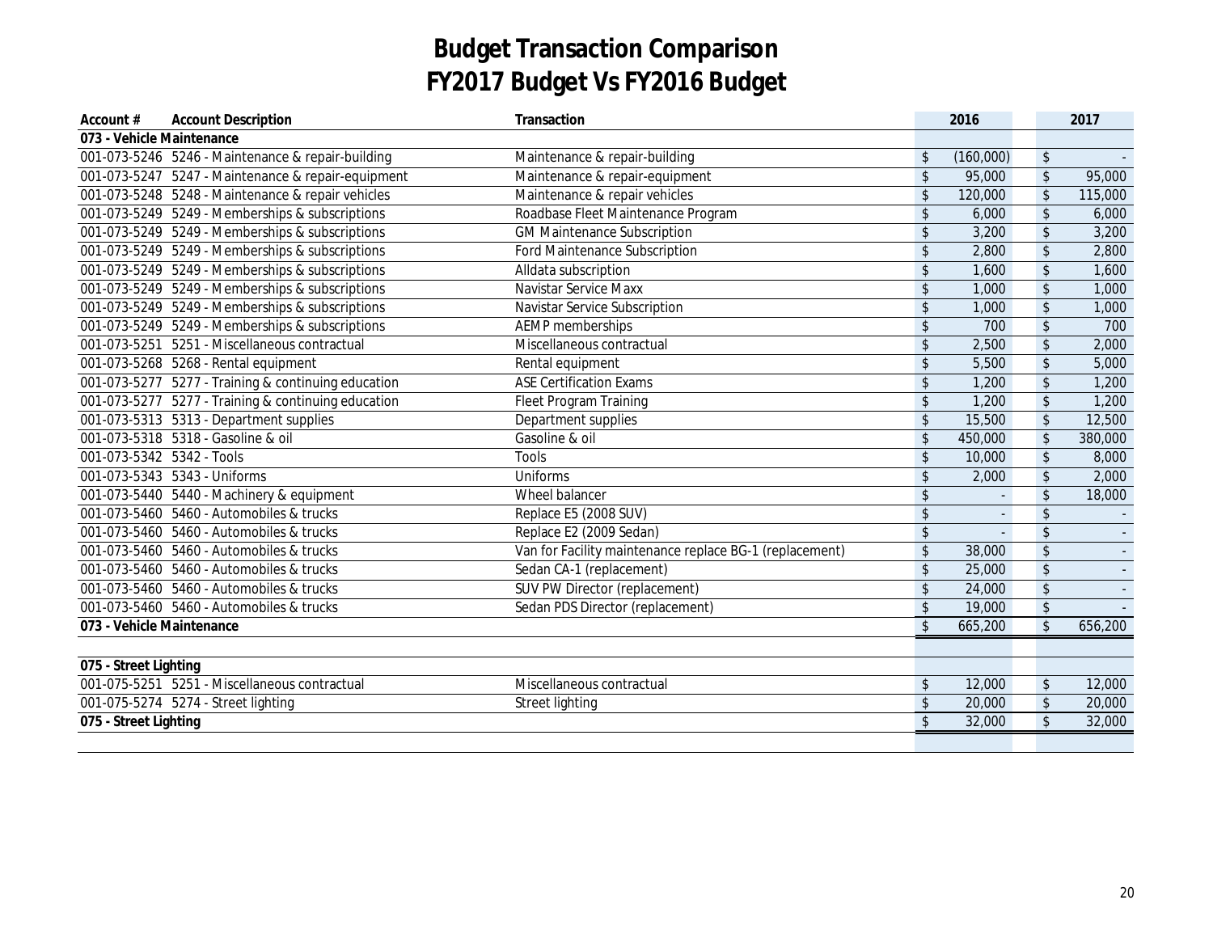# Budget Transaction Comparison
# FY2017 Budget Vs FY2016 Budget

| Account # | Account Description | Transaction | 2016 | 2017 |
|---|---|---|---|---|
| **073 - Vehicle Maintenance** | | | | |
| 001-073-5246 | 5246 - Maintenance & repair-building | Maintenance & repair-building | $ (160,000) | $ - |
| 001-073-5247 | 5247 - Maintenance & repair-equipment | Maintenance & repair-equipment | $ 95,000 | $ 95,000 |
| 001-073-5248 | 5248 - Maintenance & repair vehicles | Maintenance & repair vehicles | $ 120,000 | $ 115,000 |
| 001-073-5249 | 5249 - Memberships & subscriptions | Roadbase Fleet Maintenance Program | $ 6,000 | $ 6,000 |
| 001-073-5249 | 5249 - Memberships & subscriptions | GM Maintenance Subscription | $ 3,200 | $ 3,200 |
| 001-073-5249 | 5249 - Memberships & subscriptions | Ford Maintenance Subscription | $ 2,800 | $ 2,800 |
| 001-073-5249 | 5249 - Memberships & subscriptions | Alldata subscription | $ 1,600 | $ 1,600 |
| 001-073-5249 | 5249 - Memberships & subscriptions | Navistar Service Maxx | $ 1,000 | $ 1,000 |
| 001-073-5249 | 5249 - Memberships & subscriptions | Navistar Service Subscription | $ 1,000 | $ 1,000 |
| 001-073-5249 | 5249 - Memberships & subscriptions | AEMP memberships | $ 700 | $ 700 |
| 001-073-5251 | 5251 - Miscellaneous contractual | Miscellaneous contractual | $ 2,500 | $ 2,000 |
| 001-073-5268 | 5268 - Rental equipment | Rental equipment | $ 5,500 | $ 5,000 |
| 001-073-5277 | 5277 - Training & continuing education | ASE Certification Exams | $ 1,200 | $ 1,200 |
| 001-073-5277 | 5277 - Training & continuing education | Fleet Program Training | $ 1,200 | $ 1,200 |
| 001-073-5313 | 5313 - Department supplies | Department supplies | $ 15,500 | $ 12,500 |
| 001-073-5318 | 5318 - Gasoline & oil | Gasoline & oil | $ 450,000 | $ 380,000 |
| 001-073-5342 | 5342 - Tools | Tools | $ 10,000 | $ 8,000 |
| 001-073-5343 | 5343 - Uniforms | Uniforms | $ 2,000 | $ 2,000 |
| 001-073-5440 | 5440 - Machinery & equipment | Wheel balancer | $ - | $ 18,000 |
| 001-073-5460 | 5460 - Automobiles & trucks | Replace E5 (2008 SUV) | $ - | $ - |
| 001-073-5460 | 5460 - Automobiles & trucks | Replace E2 (2009 Sedan) | $ - | $ - |
| 001-073-5460 | 5460 - Automobiles & trucks | Van for Facility maintenance replace BG-1 (replacement) | $ 38,000 | $ - |
| 001-073-5460 | 5460 - Automobiles & trucks | Sedan CA-1 (replacement) | $ 25,000 | $ - |
| 001-073-5460 | 5460 - Automobiles & trucks | SUV PW Director (replacement) | $ 24,000 | $ - |
| 001-073-5460 | 5460 - Automobiles & trucks | Sedan PDS Director (replacement) | $ 19,000 | $ - |
| **073 - Vehicle Maintenance** | | | $ 665,200 | $ 656,200 |
| | | | | |
| **075 - Street Lighting** | | | | |
| 001-075-5251 | 5251 - Miscellaneous contractual | Miscellaneous contractual | $ 12,000 | $ 12,000 |
| 001-075-5274 | 5274 - Street lighting | Street lighting | $ 20,000 | $ 20,000 |
| **075 - Street Lighting** | | | $ 32,000 | $ 32,000 |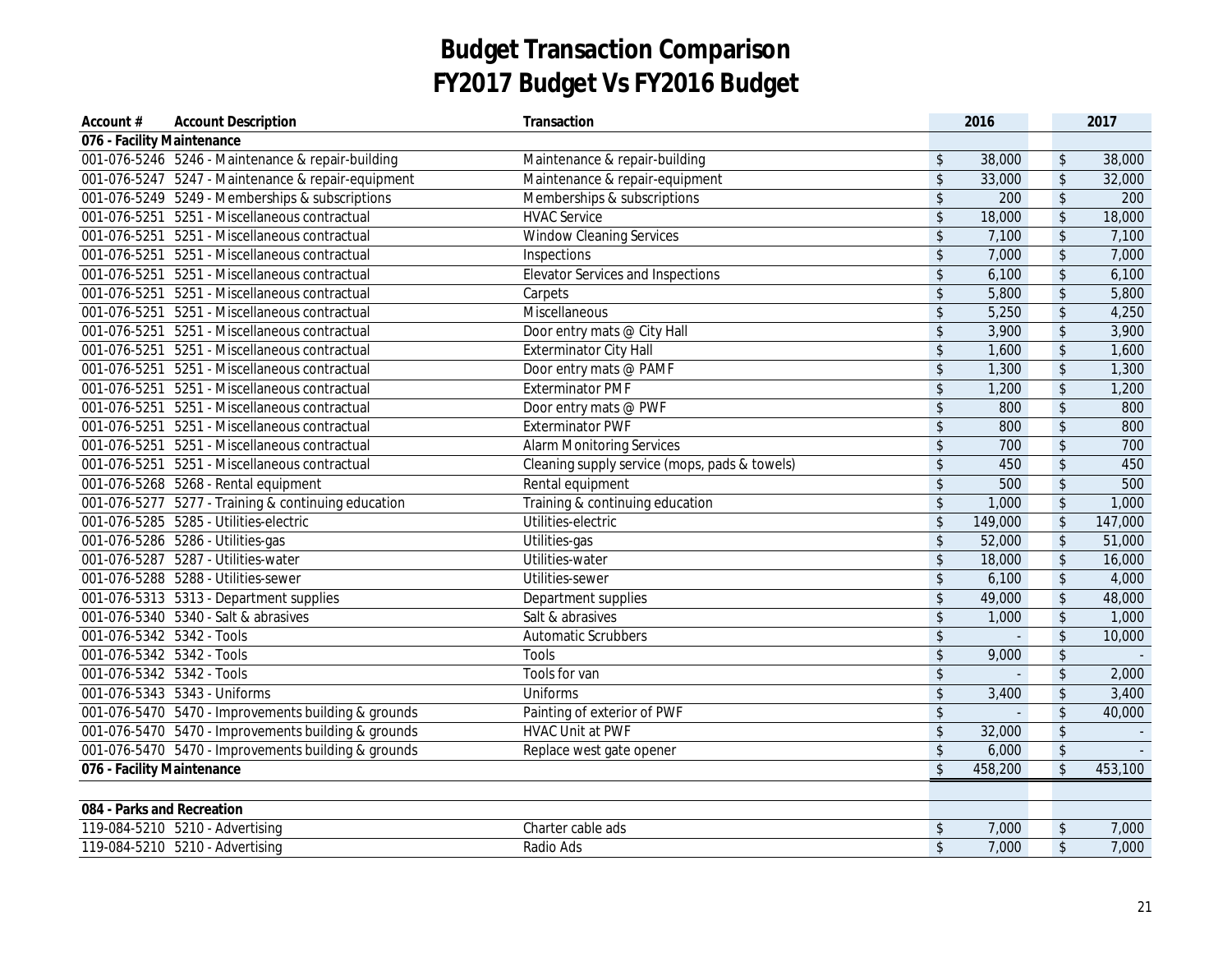# Budget Transaction Comparison
# FY2017 Budget Vs FY2016 Budget

| Account # | Account Description | Transaction | 2016 | 2017 |
|---|---|---|---|---|
| **076 - Facility Maintenance** | | | | |
| 001-076-5246 | 5246 - Maintenance & repair-building | Maintenance & repair-building | $ 38,000 | $ 38,000 |
| 001-076-5247 | 5247 - Maintenance & repair-equipment | Maintenance & repair-equipment | $ 33,000 | $ 32,000 |
| 001-076-5249 | 5249 - Memberships & subscriptions | Memberships & subscriptions | $ 200 | $ 200 |
| 001-076-5251 | 5251 - Miscellaneous contractual | HVAC Service | $ 18,000 | $ 18,000 |
| 001-076-5251 | 5251 - Miscellaneous contractual | Window Cleaning Services | $ 7,100 | $ 7,100 |
| 001-076-5251 | 5251 - Miscellaneous contractual | Inspections | $ 7,000 | $ 7,000 |
| 001-076-5251 | 5251 - Miscellaneous contractual | Elevator Services and Inspections | $ 6,100 | $ 6,100 |
| 001-076-5251 | 5251 - Miscellaneous contractual | Carpets | $ 5,800 | $ 5,800 |
| 001-076-5251 | 5251 - Miscellaneous contractual | Miscellaneous | $ 5,250 | $ 4,250 |
| 001-076-5251 | 5251 - Miscellaneous contractual | Door entry mats @ City Hall | $ 3,900 | $ 3,900 |
| 001-076-5251 | 5251 - Miscellaneous contractual | Exterminator City Hall | $ 1,600 | $ 1,600 |
| 001-076-5251 | 5251 - Miscellaneous contractual | Door entry mats @ PAMF | $ 1,300 | $ 1,300 |
| 001-076-5251 | 5251 - Miscellaneous contractual | Exterminator PMF | $ 1,200 | $ 1,200 |
| 001-076-5251 | 5251 - Miscellaneous contractual | Door entry mats @ PWF | $ 800 | $ 800 |
| 001-076-5251 | 5251 - Miscellaneous contractual | Exterminator PWF | $ 800 | $ 800 |
| 001-076-5251 | 5251 - Miscellaneous contractual | Alarm Monitoring Services | $ 700 | $ 700 |
| 001-076-5251 | 5251 - Miscellaneous contractual | Cleaning supply service (mops, pads & towels) | $ 450 | $ 450 |
| 001-076-5268 | 5268 - Rental equipment | Rental equipment | $ 500 | $ 500 |
| 001-076-5277 | 5277 - Training & continuing education | Training & continuing education | $ 1,000 | $ 1,000 |
| 001-076-5285 | 5285 - Utilities-electric | Utilities-electric | $ 149,000 | $ 147,000 |
| 001-076-5286 | 5286 - Utilities-gas | Utilities-gas | $ 52,000 | $ 51,000 |
| 001-076-5287 | 5287 - Utilities-water | Utilities-water | $ 18,000 | $ 16,000 |
| 001-076-5288 | 5288 - Utilities-sewer | Utilities-sewer | $ 6,100 | $ 4,000 |
| 001-076-5313 | 5313 - Department supplies | Department supplies | $ 49,000 | $ 48,000 |
| 001-076-5340 | 5340 - Salt & abrasives | Salt & abrasives | $ 1,000 | $ 1,000 |
| 001-076-5342 | 5342 - Tools | Automatic Scrubbers | $ - | $ 10,000 |
| 001-076-5342 | 5342 - Tools | Tools | $ 9,000 | $ - |
| 001-076-5342 | 5342 - Tools | Tools for van | $ - | $ 2,000 |
| 001-076-5343 | 5343 - Uniforms | Uniforms | $ 3,400 | $ 3,400 |
| 001-076-5470 | 5470 - Improvements building & grounds | Painting of exterior of PWF | $ - | $ 40,000 |
| 001-076-5470 | 5470 - Improvements building & grounds | HVAC Unit at PWF | $ 32,000 | $ - |
| 001-076-5470 | 5470 - Improvements building & grounds | Replace west gate opener | $ 6,000 | $ - |
| **076 - Facility Maintenance** | | | $ 458,200 | $ 453,100 |
| | | | | |
| **084 - Parks and Recreation** | | | | |
| 119-084-5210 | 5210 - Advertising | Charter cable ads | $ 7,000 | $ 7,000 |
| 119-084-5210 | 5210 - Advertising | Radio Ads | $ 7,000 | $ 7,000 |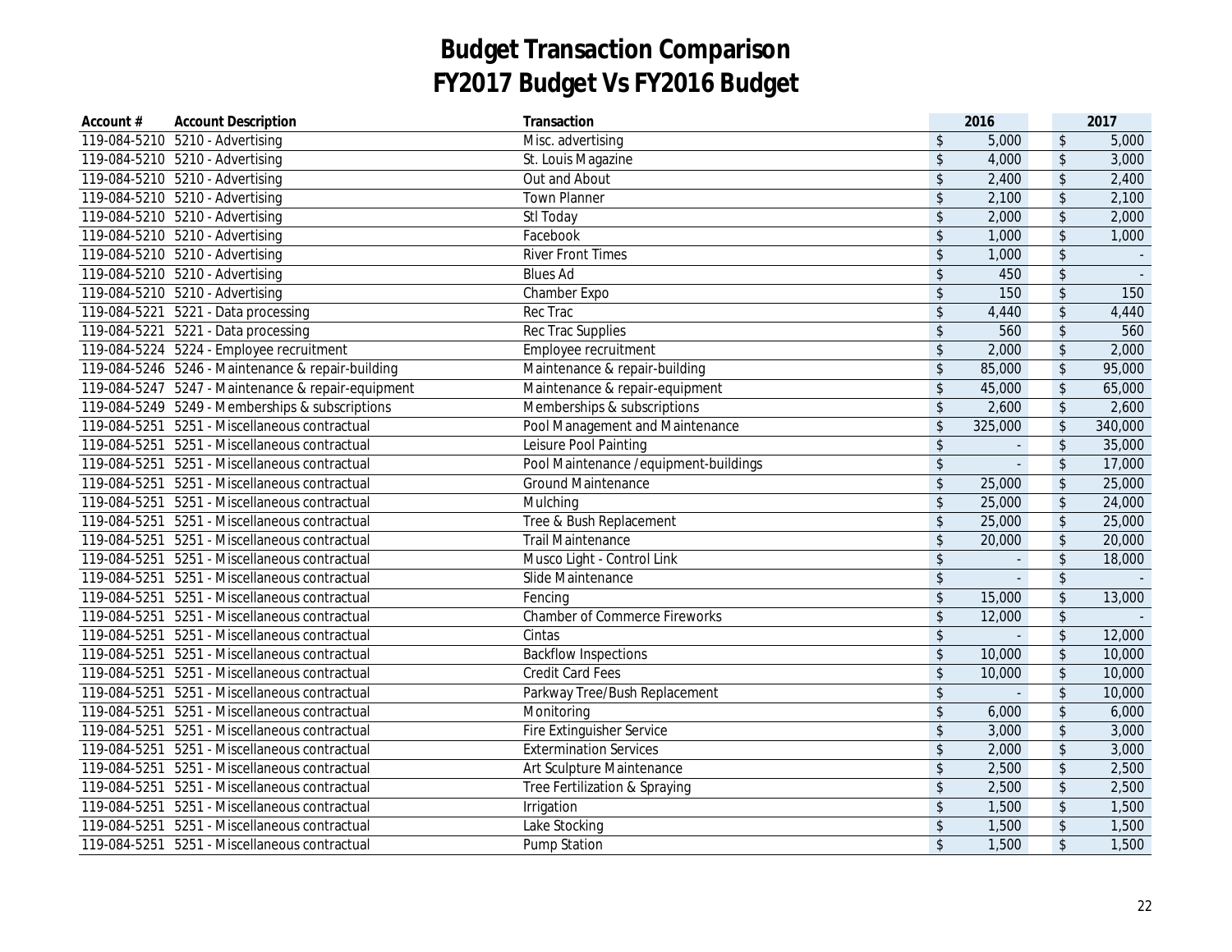# Budget Transaction Comparison
# FY2017 Budget Vs FY2016 Budget

| Account # | Account Description | Transaction | 2016 | 2017 |
|---|---|---|---|---|
| 119-084-5210 | 5210 - Advertising | Misc. advertising | $ 5,000 | $ 5,000 |
| 119-084-5210 | 5210 - Advertising | St. Louis Magazine | $ 4,000 | $ 3,000 |
| 119-084-5210 | 5210 - Advertising | Out and About | $ 2,400 | $ 2,400 |
| 119-084-5210 | 5210 - Advertising | Town Planner | $ 2,100 | $ 2,100 |
| 119-084-5210 | 5210 - Advertising | Stl Today | $ 2,000 | $ 2,000 |
| 119-084-5210 | 5210 - Advertising | Facebook | $ 1,000 | $ 1,000 |
| 119-084-5210 | 5210 - Advertising | River Front Times | $ 1,000 | $ - |
| 119-084-5210 | 5210 - Advertising | Blues Ad | $ 450 | $ - |
| 119-084-5210 | 5210 - Advertising | Chamber Expo | $ 150 | $ 150 |
| 119-084-5221 | 5221 - Data processing | Rec Trac | $ 4,440 | $ 4,440 |
| 119-084-5221 | 5221 - Data processing | Rec Trac Supplies | $ 560 | $ 560 |
| 119-084-5224 | 5224 - Employee recruitment | Employee recruitment | $ 2,000 | $ 2,000 |
| 119-084-5246 | 5246 - Maintenance & repair-building | Maintenance & repair-building | $ 85,000 | $ 95,000 |
| 119-084-5247 | 5247 - Maintenance & repair-equipment | Maintenance & repair-equipment | $ 45,000 | $ 65,000 |
| 119-084-5249 | 5249 - Memberships & subscriptions | Memberships & subscriptions | $ 2,600 | $ 2,600 |
| 119-084-5251 | 5251 - Miscellaneous contractual | Pool Management and Maintenance | $ 325,000 | $ 340,000 |
| 119-084-5251 | 5251 - Miscellaneous contractual | Leisure Pool Painting | $ - | $ 35,000 |
| 119-084-5251 | 5251 - Miscellaneous contractual | Pool Maintenance /equipment-buildings | $ - | $ 17,000 |
| 119-084-5251 | 5251 - Miscellaneous contractual | Ground Maintenance | $ 25,000 | $ 25,000 |
| 119-084-5251 | 5251 - Miscellaneous contractual | Mulching | $ 25,000 | $ 24,000 |
| 119-084-5251 | 5251 - Miscellaneous contractual | Tree & Bush Replacement | $ 25,000 | $ 25,000 |
| 119-084-5251 | 5251 - Miscellaneous contractual | Trail Maintenance | $ 20,000 | $ 20,000 |
| 119-084-5251 | 5251 - Miscellaneous contractual | Musco Light - Control Link | $ - | $ 18,000 |
| 119-084-5251 | 5251 - Miscellaneous contractual | Slide Maintenance | $ - | $ - |
| 119-084-5251 | 5251 - Miscellaneous contractual | Fencing | $ 15,000 | $ 13,000 |
| 119-084-5251 | 5251 - Miscellaneous contractual | Chamber of Commerce Fireworks | $ 12,000 | $ - |
| 119-084-5251 | 5251 - Miscellaneous contractual | Cintas | $ - | $ 12,000 |
| 119-084-5251 | 5251 - Miscellaneous contractual | Backflow Inspections | $ 10,000 | $ 10,000 |
| 119-084-5251 | 5251 - Miscellaneous contractual | Credit Card Fees | $ 10,000 | $ 10,000 |
| 119-084-5251 | 5251 - Miscellaneous contractual | Parkway Tree/Bush Replacement | $ - | $ 10,000 |
| 119-084-5251 | 5251 - Miscellaneous contractual | Monitoring | $ 6,000 | $ 6,000 |
| 119-084-5251 | 5251 - Miscellaneous contractual | Fire Extinguisher Service | $ 3,000 | $ 3,000 |
| 119-084-5251 | 5251 - Miscellaneous contractual | Extermination Services | $ 2,000 | $ 3,000 |
| 119-084-5251 | 5251 - Miscellaneous contractual | Art Sculpture Maintenance | $ 2,500 | $ 2,500 |
| 119-084-5251 | 5251 - Miscellaneous contractual | Tree Fertilization & Spraying | $ 2,500 | $ 2,500 |
| 119-084-5251 | 5251 - Miscellaneous contractual | Irrigation | $ 1,500 | $ 1,500 |
| 119-084-5251 | 5251 - Miscellaneous contractual | Lake Stocking | $ 1,500 | $ 1,500 |
| 119-084-5251 | 5251 - Miscellaneous contractual | Pump Station | $ 1,500 | $ 1,500 |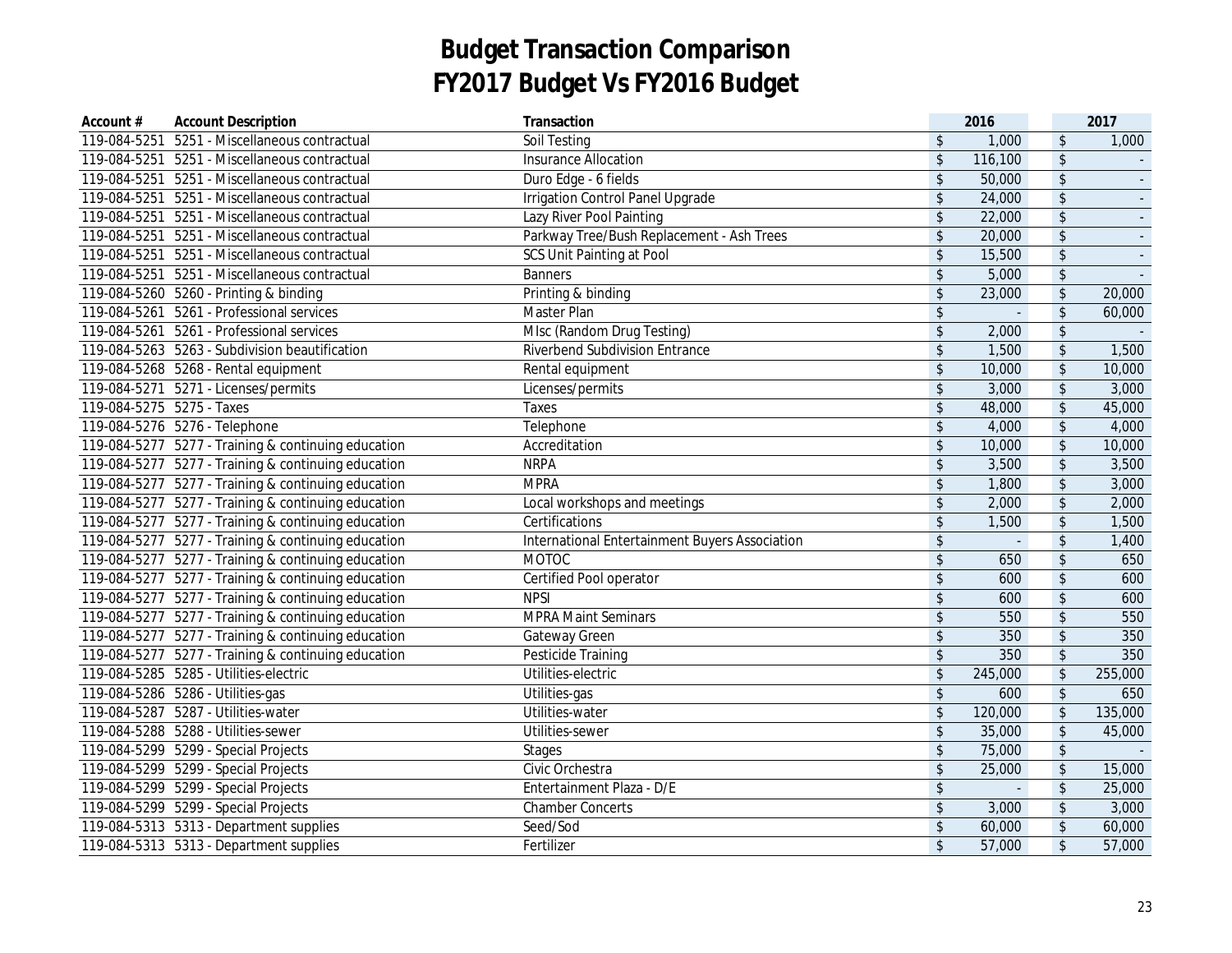# Budget Transaction Comparison
# FY2017 Budget Vs FY2016 Budget

| Account # | Account Description | Transaction | 2016 | 2017 |
|---|---|---|---|---|
| 119-084-5251 | 5251 - Miscellaneous contractual | Soil Testing | $ 1,000 | $ 1,000 |
| 119-084-5251 | 5251 - Miscellaneous contractual | Insurance Allocation | $ 116,100 | $ - |
| 119-084-5251 | 5251 - Miscellaneous contractual | Duro Edge - 6 fields | $ 50,000 | $ - |
| 119-084-5251 | 5251 - Miscellaneous contractual | Irrigation Control Panel Upgrade | $ 24,000 | $ - |
| 119-084-5251 | 5251 - Miscellaneous contractual | Lazy River Pool Painting | $ 22,000 | $ - |
| 119-084-5251 | 5251 - Miscellaneous contractual | Parkway Tree/Bush Replacement - Ash Trees | $ 20,000 | $ - |
| 119-084-5251 | 5251 - Miscellaneous contractual | SCS Unit Painting at Pool | $ 15,500 | $ - |
| 119-084-5251 | 5251 - Miscellaneous contractual | Banners | $ 5,000 | $ - |
| 119-084-5260 | 5260 - Printing & binding | Printing & binding | $ 23,000 | $ 20,000 |
| 119-084-5261 | 5261 - Professional services | Master Plan | $ - | $ 60,000 |
| 119-084-5261 | 5261 - Professional services | MIsc (Random Drug Testing) | $ 2,000 | $ - |
| 119-084-5263 | 5263 - Subdivision beautification | Riverbend Subdivision Entrance | $ 1,500 | $ 1,500 |
| 119-084-5268 | 5268 - Rental equipment | Rental equipment | $ 10,000 | $ 10,000 |
| 119-084-5271 | 5271 - Licenses/permits | Licenses/permits | $ 3,000 | $ 3,000 |
| 119-084-5275 | 5275 - Taxes | Taxes | $ 48,000 | $ 45,000 |
| 119-084-5276 | 5276 - Telephone | Telephone | $ 4,000 | $ 4,000 |
| 119-084-5277 | 5277 - Training & continuing education | Accreditation | $ 10,000 | $ 10,000 |
| 119-084-5277 | 5277 - Training & continuing education | NRPA | $ 3,500 | $ 3,500 |
| 119-084-5277 | 5277 - Training & continuing education | MPRA | $ 1,800 | $ 3,000 |
| 119-084-5277 | 5277 - Training & continuing education | Local workshops and meetings | $ 2,000 | $ 2,000 |
| 119-084-5277 | 5277 - Training & continuing education | Certifications | $ 1,500 | $ 1,500 |
| 119-084-5277 | 5277 - Training & continuing education | International Entertainment Buyers Association | $ - | $ 1,400 |
| 119-084-5277 | 5277 - Training & continuing education | MOTOC | $ 650 | $ 650 |
| 119-084-5277 | 5277 - Training & continuing education | Certified Pool operator | $ 600 | $ 600 |
| 119-084-5277 | 5277 - Training & continuing education | NPSI | $ 600 | $ 600 |
| 119-084-5277 | 5277 - Training & continuing education | MPRA Maint Seminars | $ 550 | $ 550 |
| 119-084-5277 | 5277 - Training & continuing education | Gateway Green | $ 350 | $ 350 |
| 119-084-5277 | 5277 - Training & continuing education | Pesticide Training | $ 350 | $ 350 |
| 119-084-5285 | 5285 - Utilities-electric | Utilities-electric | $ 245,000 | $ 255,000 |
| 119-084-5286 | 5286 - Utilities-gas | Utilities-gas | $ 600 | $ 650 |
| 119-084-5287 | 5287 - Utilities-water | Utilities-water | $ 120,000 | $ 135,000 |
| 119-084-5288 | 5288 - Utilities-sewer | Utilities-sewer | $ 35,000 | $ 45,000 |
| 119-084-5299 | 5299 - Special Projects | Stages | $ 75,000 | $ - |
| 119-084-5299 | 5299 - Special Projects | Civic Orchestra | $ 25,000 | $ 15,000 |
| 119-084-5299 | 5299 - Special Projects | Entertainment Plaza - D/E | $ - | $ 25,000 |
| 119-084-5299 | 5299 - Special Projects | Chamber Concerts | $ 3,000 | $ 3,000 |
| 119-084-5313 | 5313 - Department supplies | Seed/Sod | $ 60,000 | $ 60,000 |
| 119-084-5313 | 5313 - Department supplies | Fertilizer | $ 57,000 | $ 57,000 |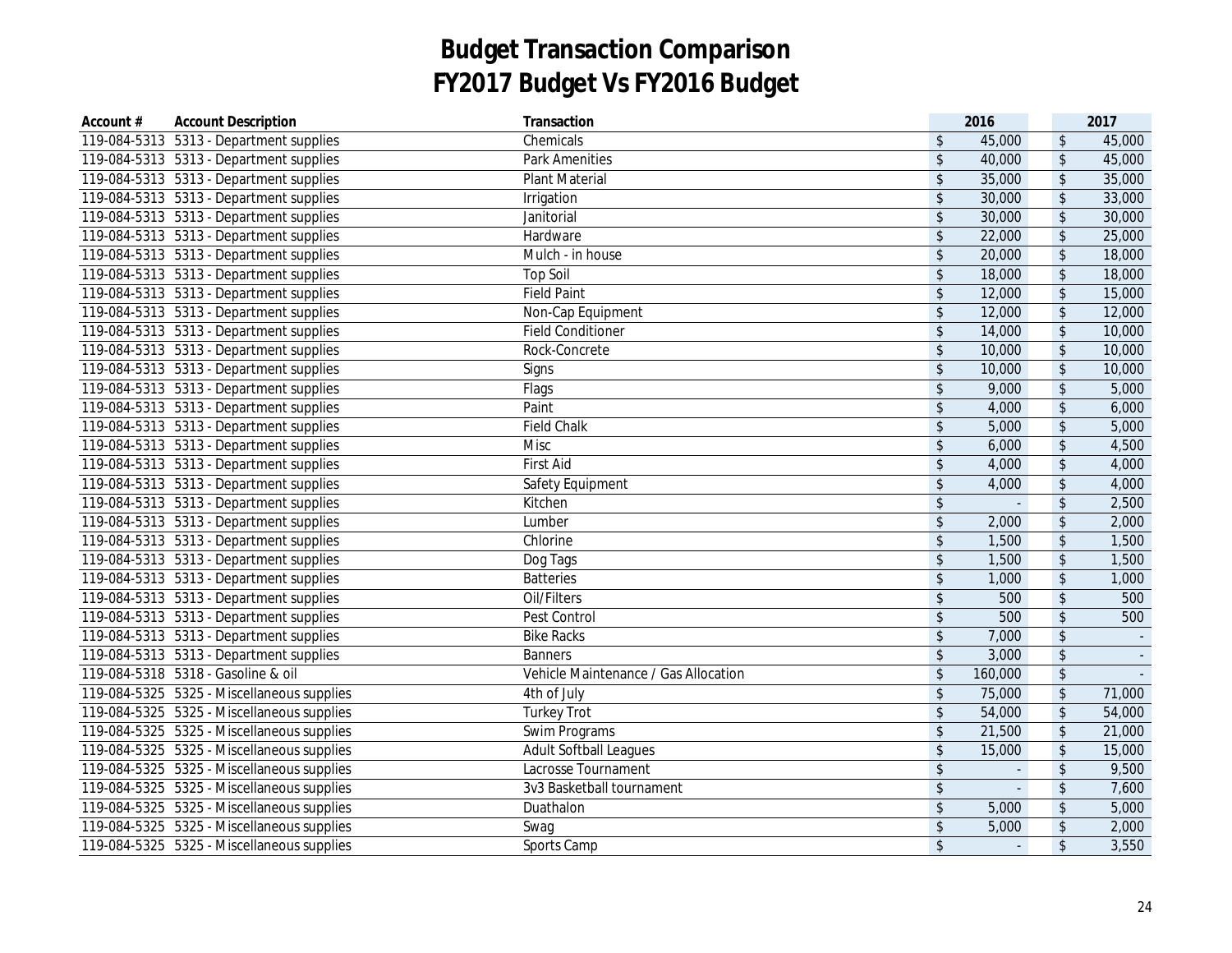# Budget Transaction Comparison
# FY2017 Budget Vs FY2016 Budget

| Account # | Account Description | Transaction | 2016 | 2017 |
|---|---|---|---|---|
| 119-084-5313 | 5313 - Department supplies | Chemicals | $ 45,000 | $ 45,000 |
| 119-084-5313 | 5313 - Department supplies | Park Amenities | $ 40,000 | $ 45,000 |
| 119-084-5313 | 5313 - Department supplies | Plant Material | $ 35,000 | $ 35,000 |
| 119-084-5313 | 5313 - Department supplies | Irrigation | $ 30,000 | $ 33,000 |
| 119-084-5313 | 5313 - Department supplies | Janitorial | $ 30,000 | $ 30,000 |
| 119-084-5313 | 5313 - Department supplies | Hardware | $ 22,000 | $ 25,000 |
| 119-084-5313 | 5313 - Department supplies | Mulch - in house | $ 20,000 | $ 18,000 |
| 119-084-5313 | 5313 - Department supplies | Top Soil | $ 18,000 | $ 18,000 |
| 119-084-5313 | 5313 - Department supplies | Field Paint | $ 12,000 | $ 15,000 |
| 119-084-5313 | 5313 - Department supplies | Non-Cap Equipment | $ 12,000 | $ 12,000 |
| 119-084-5313 | 5313 - Department supplies | Field Conditioner | $ 14,000 | $ 10,000 |
| 119-084-5313 | 5313 - Department supplies | Rock-Concrete | $ 10,000 | $ 10,000 |
| 119-084-5313 | 5313 - Department supplies | Signs | $ 10,000 | $ 10,000 |
| 119-084-5313 | 5313 - Department supplies | Flags | $ 9,000 | $ 5,000 |
| 119-084-5313 | 5313 - Department supplies | Paint | $ 4,000 | $ 6,000 |
| 119-084-5313 | 5313 - Department supplies | Field Chalk | $ 5,000 | $ 5,000 |
| 119-084-5313 | 5313 - Department supplies | Misc | $ 6,000 | $ 4,500 |
| 119-084-5313 | 5313 - Department supplies | First Aid | $ 4,000 | $ 4,000 |
| 119-084-5313 | 5313 - Department supplies | Safety Equipment | $ 4,000 | $ 4,000 |
| 119-084-5313 | 5313 - Department supplies | Kitchen | $ - | $ 2,500 |
| 119-084-5313 | 5313 - Department supplies | Lumber | $ 2,000 | $ 2,000 |
| 119-084-5313 | 5313 - Department supplies | Chlorine | $ 1,500 | $ 1,500 |
| 119-084-5313 | 5313 - Department supplies | Dog Tags | $ 1,500 | $ 1,500 |
| 119-084-5313 | 5313 - Department supplies | Batteries | $ 1,000 | $ 1,000 |
| 119-084-5313 | 5313 - Department supplies | Oil/Filters | $ 500 | $ 500 |
| 119-084-5313 | 5313 - Department supplies | Pest Control | $ 500 | $ 500 |
| 119-084-5313 | 5313 - Department supplies | Bike Racks | $ 7,000 | $ - |
| 119-084-5313 | 5313 - Department supplies | Banners | $ 3,000 | $ - |
| 119-084-5318 | 5318 - Gasoline & oil | Vehicle Maintenance / Gas Allocation | $ 160,000 | $ - |
| 119-084-5325 | 5325 - Miscellaneous supplies | 4th of July | $ 75,000 | $ 71,000 |
| 119-084-5325 | 5325 - Miscellaneous supplies | Turkey Trot | $ 54,000 | $ 54,000 |
| 119-084-5325 | 5325 - Miscellaneous supplies | Swim Programs | $ 21,500 | $ 21,000 |
| 119-084-5325 | 5325 - Miscellaneous supplies | Adult Softball Leagues | $ 15,000 | $ 15,000 |
| 119-084-5325 | 5325 - Miscellaneous supplies | Lacrosse Tournament | $ - | $ 9,500 |
| 119-084-5325 | 5325 - Miscellaneous supplies | 3v3 Basketball tournament | $ - | $ 7,600 |
| 119-084-5325 | 5325 - Miscellaneous supplies | Duathalon | $ 5,000 | $ 5,000 |
| 119-084-5325 | 5325 - Miscellaneous supplies | Swag | $ 5,000 | $ 2,000 |
| 119-084-5325 | 5325 - Miscellaneous supplies | Sports Camp | $ - | $ 3,550 |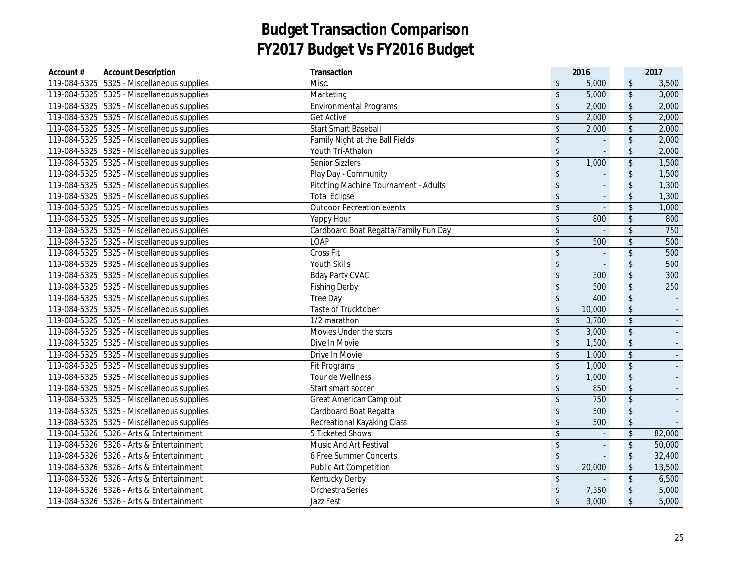# Budget Transaction Comparison
# FY2017 Budget Vs FY2016 Budget

| Account # | Account Description | Transaction | 2016 | 2017 |
|---|---|---|---|---|
| 119-084-5325 | 5325 - Miscellaneous supplies | Misc. | $ 5,000 | $ 3,500 |
| 119-084-5325 | 5325 - Miscellaneous supplies | Marketing | $ 5,000 | $ 3,000 |
| 119-084-5325 | 5325 - Miscellaneous supplies | Environmental Programs | $ 2,000 | $ 2,000 |
| 119-084-5325 | 5325 - Miscellaneous supplies | Get Active | $ 2,000 | $ 2,000 |
| 119-084-5325 | 5325 - Miscellaneous supplies | Start Smart Baseball | $ 2,000 | $ 2,000 |
| 119-084-5325 | 5325 - Miscellaneous supplies | Family Night at the Ball Fields | $ - | $ 2,000 |
| 119-084-5325 | 5325 - Miscellaneous supplies | Youth Tri-Athalon | $ - | $ 2,000 |
| 119-084-5325 | 5325 - Miscellaneous supplies | Senior Sizzlers | $ 1,000 | $ 1,500 |
| 119-084-5325 | 5325 - Miscellaneous supplies | Play Day - Community | $ - | $ 1,500 |
| 119-084-5325 | 5325 - Miscellaneous supplies | Pitching Machine Tournament - Adults | $ - | $ 1,300 |
| 119-084-5325 | 5325 - Miscellaneous supplies | Total Eclipse | $ - | $ 1,300 |
| 119-084-5325 | 5325 - Miscellaneous supplies | Outdoor Recreation events | $ - | $ 1,000 |
| 119-084-5325 | 5325 - Miscellaneous supplies | Yappy Hour | $ 800 | $ 800 |
| 119-084-5325 | 5325 - Miscellaneous supplies | Cardboard Boat Regatta/Family Fun Day | $ - | $ 750 |
| 119-084-5325 | 5325 - Miscellaneous supplies | LOAP | $ 500 | $ 500 |
| 119-084-5325 | 5325 - Miscellaneous supplies | Cross Fit | $ - | $ 500 |
| 119-084-5325 | 5325 - Miscellaneous supplies | Youth Skills | $ - | $ 500 |
| 119-084-5325 | 5325 - Miscellaneous supplies | Bday Party CVAC | $ 300 | $ 300 |
| 119-084-5325 | 5325 - Miscellaneous supplies | Fishing Derby | $ 500 | $ 250 |
| 119-084-5325 | 5325 - Miscellaneous supplies | Tree Day | $ 400 | $ - |
| 119-084-5325 | 5325 - Miscellaneous supplies | Taste of Trucktober | $ 10,000 | $ - |
| 119-084-5325 | 5325 - Miscellaneous supplies | 1/2 marathon | $ 3,700 | $ - |
| 119-084-5325 | 5325 - Miscellaneous supplies | Movies Under the stars | $ 3,000 | $ - |
| 119-084-5325 | 5325 - Miscellaneous supplies | Dive In Movie | $ 1,500 | $ - |
| 119-084-5325 | 5325 - Miscellaneous supplies | Drive In Movie | $ 1,000 | $ - |
| 119-084-5325 | 5325 - Miscellaneous supplies | Fit Programs | $ 1,000 | $ - |
| 119-084-5325 | 5325 - Miscellaneous supplies | Tour de Wellness | $ 1,000 | $ - |
| 119-084-5325 | 5325 - Miscellaneous supplies | Start smart soccer | $ 850 | $ - |
| 119-084-5325 | 5325 - Miscellaneous supplies | Great American Camp out | $ 750 | $ - |
| 119-084-5325 | 5325 - Miscellaneous supplies | Cardboard Boat Regatta | $ 500 | $ - |
| 119-084-5325 | 5325 - Miscellaneous supplies | Recreational Kayaking Class | $ 500 | $ - |
| 119-084-5326 | 5326 - Arts & Entertainment | 5 Ticketed Shows | $ - | $ 82,000 |
| 119-084-5326 | 5326 - Arts & Entertainment | Music And Art Festival | $ - | $ 50,000 |
| 119-084-5326 | 5326 - Arts & Entertainment | 6 Free Summer Concerts | $ - | $ 32,400 |
| 119-084-5326 | 5326 - Arts & Entertainment | Public Art Competition | $ 20,000 | $ 13,500 |
| 119-084-5326 | 5326 - Arts & Entertainment | Kentucky Derby | $ - | $ 6,500 |
| 119-084-5326 | 5326 - Arts & Entertainment | Orchestra Series | $ 7,350 | $ 5,000 |
| 119-084-5326 | 5326 - Arts & Entertainment | Jazz Fest | $ 3,000 | $ 5,000 |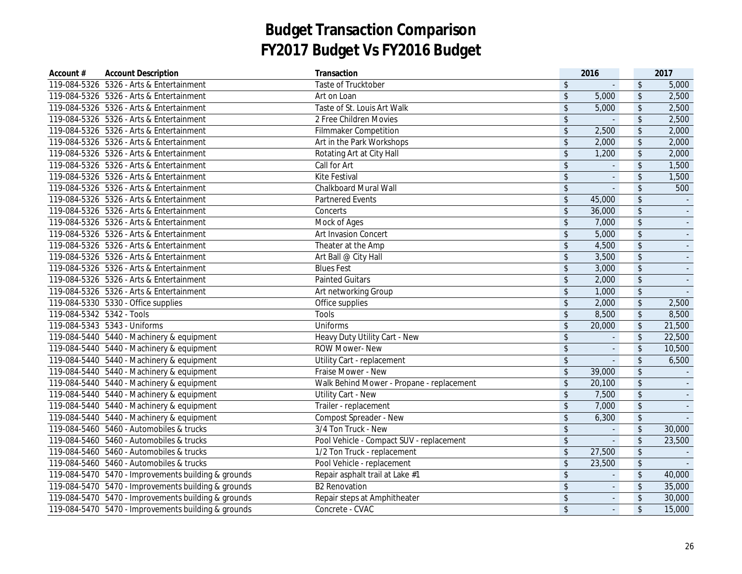# Budget Transaction Comparison
# FY2017 Budget Vs FY2016 Budget

| Account # | Account Description | Transaction | 2016 | 2017 |
|---|---|---|---|---|
| 119-084-5326 | 5326 - Arts & Entertainment | Taste of Trucktober | $ - | $ 5,000 |
| 119-084-5326 | 5326 - Arts & Entertainment | Art on Loan | $ 5,000 | $ 2,500 |
| 119-084-5326 | 5326 - Arts & Entertainment | Taste of St. Louis Art Walk | $ 5,000 | $ 2,500 |
| 119-084-5326 | 5326 - Arts & Entertainment | 2 Free Children Movies | $ - | $ 2,500 |
| 119-084-5326 | 5326 - Arts & Entertainment | Filmmaker Competition | $ 2,500 | $ 2,000 |
| 119-084-5326 | 5326 - Arts & Entertainment | Art in the Park Workshops | $ 2,000 | $ 2,000 |
| 119-084-5326 | 5326 - Arts & Entertainment | Rotating Art at City Hall | $ 1,200 | $ 2,000 |
| 119-084-5326 | 5326 - Arts & Entertainment | Call for Art | $ - | $ 1,500 |
| 119-084-5326 | 5326 - Arts & Entertainment | Kite Festival | $ - | $ 1,500 |
| 119-084-5326 | 5326 - Arts & Entertainment | Chalkboard Mural Wall | $ - | $ 500 |
| 119-084-5326 | 5326 - Arts & Entertainment | Partnered Events | $ 45,000 | $ - |
| 119-084-5326 | 5326 - Arts & Entertainment | Concerts | $ 36,000 | $ - |
| 119-084-5326 | 5326 - Arts & Entertainment | Mock of Ages | $ 7,000 | $ - |
| 119-084-5326 | 5326 - Arts & Entertainment | Art Invasion Concert | $ 5,000 | $ - |
| 119-084-5326 | 5326 - Arts & Entertainment | Theater at the Amp | $ 4,500 | $ - |
| 119-084-5326 | 5326 - Arts & Entertainment | Art Ball @ City Hall | $ 3,500 | $ - |
| 119-084-5326 | 5326 - Arts & Entertainment | Blues Fest | $ 3,000 | $ - |
| 119-084-5326 | 5326 - Arts & Entertainment | Painted Guitars | $ 2,000 | $ - |
| 119-084-5326 | 5326 - Arts & Entertainment | Art networking Group | $ 1,000 | $ - |
| 119-084-5330 | 5330 - Office supplies | Office supplies | $ 2,000 | $ 2,500 |
| 119-084-5342 | 5342 - Tools | Tools | $ 8,500 | $ 8,500 |
| 119-084-5343 | 5343 - Uniforms | Uniforms | $ 20,000 | $ 21,500 |
| 119-084-5440 | 5440 - Machinery & equipment | Heavy Duty Utility Cart - New | $ - | $ 22,500 |
| 119-084-5440 | 5440 - Machinery & equipment | ROW Mower- New | $ - | $ 10,500 |
| 119-084-5440 | 5440 - Machinery & equipment | Utility Cart - replacement | $ - | $ 6,500 |
| 119-084-5440 | 5440 - Machinery & equipment | Fraise Mower - New | $ 39,000 | $ - |
| 119-084-5440 | 5440 - Machinery & equipment | Walk Behind Mower - Propane - replacement | $ 20,100 | $ - |
| 119-084-5440 | 5440 - Machinery & equipment | Utility Cart - New | $ 7,500 | $ - |
| 119-084-5440 | 5440 - Machinery & equipment | Trailer - replacement | $ 7,000 | $ - |
| 119-084-5440 | 5440 - Machinery & equipment | Compost Spreader - New | $ 6,300 | $ - |
| 119-084-5460 | 5460 - Automobiles & trucks | 3/4 Ton Truck - New | $ - | $ 30,000 |
| 119-084-5460 | 5460 - Automobiles & trucks | Pool Vehicle - Compact SUV - replacement | $ - | $ 23,500 |
| 119-084-5460 | 5460 - Automobiles & trucks | 1/2 Ton Truck - replacement | $ 27,500 | $ - |
| 119-084-5460 | 5460 - Automobiles & trucks | Pool Vehicle - replacement | $ 23,500 | $ - |
| 119-084-5470 | 5470 - Improvements building & grounds | Repair asphalt trail at Lake #1 | $ - | $ 40,000 |
| 119-084-5470 | 5470 - Improvements building & grounds | B2 Renovation | $ - | $ 35,000 |
| 119-084-5470 | 5470 - Improvements building & grounds | Repair steps at Amphitheater | $ - | $ 30,000 |
| 119-084-5470 | 5470 - Improvements building & grounds | Concrete - CVAC | $ - | $ 15,000 |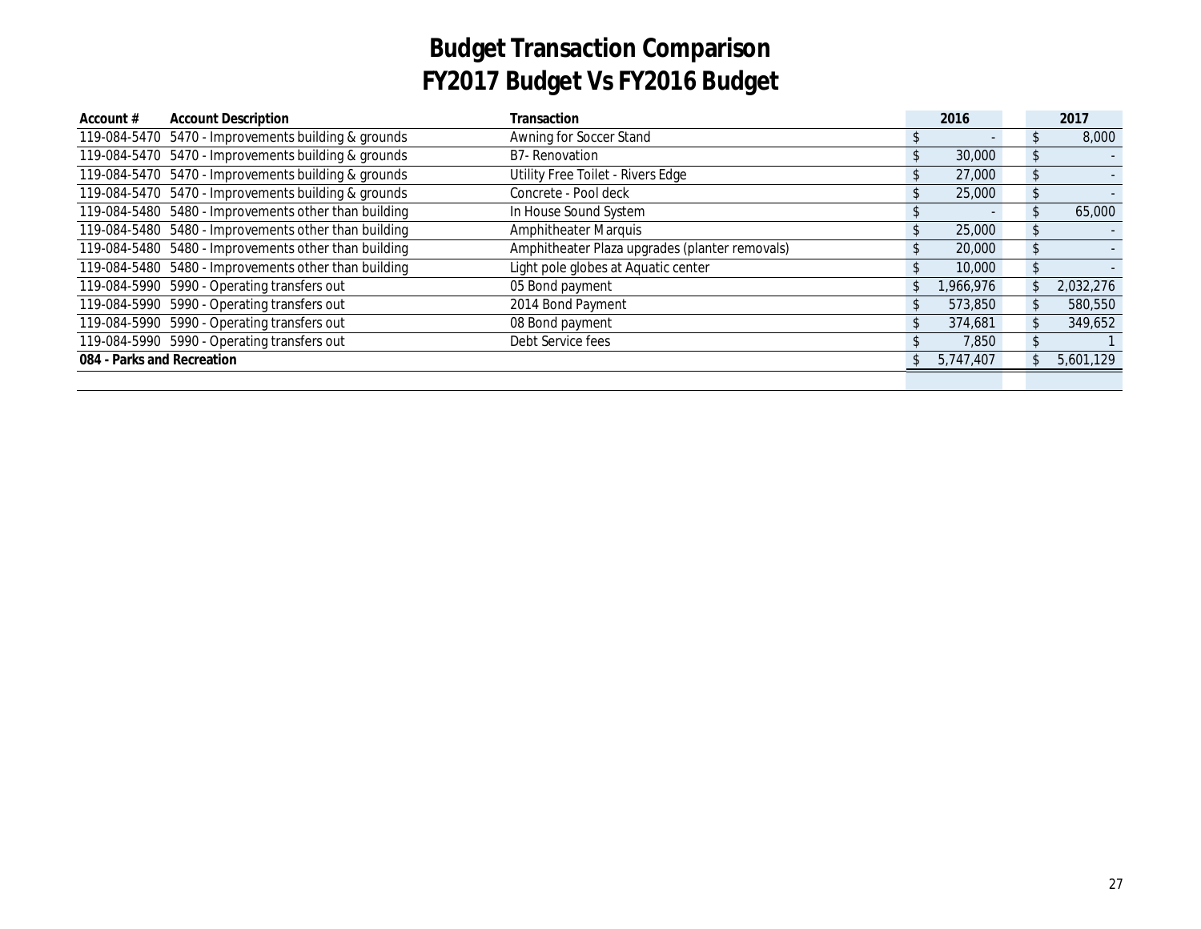# Budget Transaction Comparison
# FY2017 Budget Vs FY2016 Budget

| Account # | Account Description | Transaction | 2016 | 2017 |
|---|---|---|---|---|
| 119-084-5470 | 5470 - Improvements building & grounds | Awning for Soccer Stand | $ - | $ 8,000 |
| 119-084-5470 | 5470 - Improvements building & grounds | B7- Renovation | $ 30,000 | $ - |
| 119-084-5470 | 5470 - Improvements building & grounds | Utility Free Toilet - Rivers Edge | $ 27,000 | $ - |
| 119-084-5470 | 5470 - Improvements building & grounds | Concrete - Pool deck | $ 25,000 | $ - |
| 119-084-5480 | 5480 - Improvements other than building | In House Sound System | $ - | $ 65,000 |
| 119-084-5480 | 5480 - Improvements other than building | Amphitheater Marquis | $ 25,000 | $ - |
| 119-084-5480 | 5480 - Improvements other than building | Amphitheater Plaza upgrades (planter removals) | $ 20,000 | $ - |
| 119-084-5480 | 5480 - Improvements other than building | Light pole globes at Aquatic center | $ 10,000 | $ - |
| 119-084-5990 | 5990 - Operating transfers out | 05 Bond payment | $ 1,966,976 | $ 2,032,276 |
| 119-084-5990 | 5990 - Operating transfers out | 2014 Bond Payment | $ 573,850 | $ 580,550 |
| 119-084-5990 | 5990 - Operating transfers out | 08 Bond payment | $ 374,681 | $ 349,652 |
| 119-084-5990 | 5990 - Operating transfers out | Debt Service fees | $ 7,850 | $ 1 |
| **084 - Parks and Recreation** | | | $ 5,747,407 | $ 5,601,129 |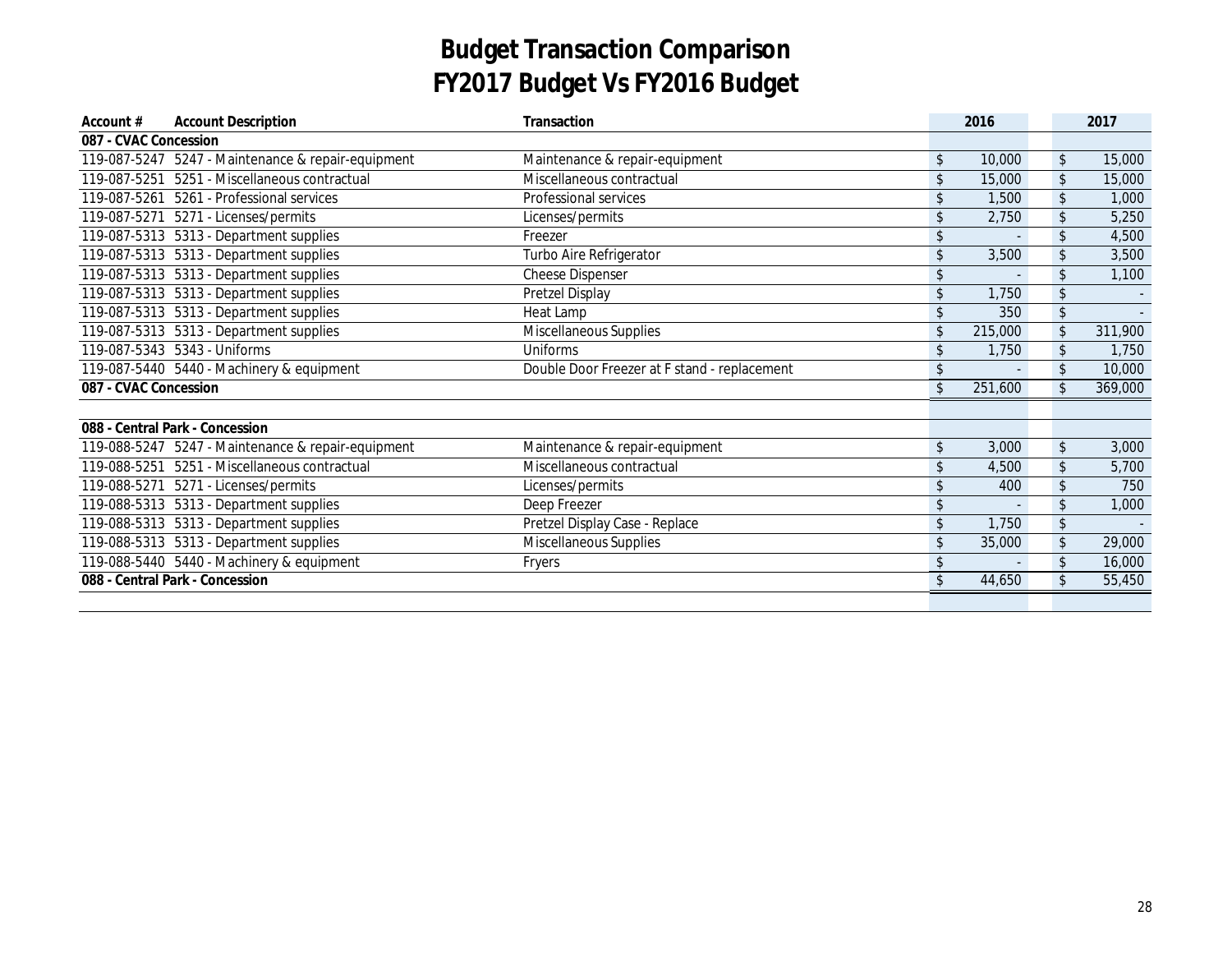# Budget Transaction Comparison
# FY2017 Budget Vs FY2016 Budget

| Account # | Account Description | Transaction | 2016 | 2017 |
|---|---|---|---|---|
| **087 - CVAC Concession** | | | | |
| 119-087-5247 | 5247 - Maintenance & repair-equipment | Maintenance & repair-equipment | $ 10,000 | $ 15,000 |
| 119-087-5251 | 5251 - Miscellaneous contractual | Miscellaneous contractual | $ 15,000 | $ 15,000 |
| 119-087-5261 | 5261 - Professional services | Professional services | $ 1,500 | $ 1,000 |
| 119-087-5271 | 5271 - Licenses/permits | Licenses/permits | $ 2,750 | $ 5,250 |
| 119-087-5313 | 5313 - Department supplies | Freezer | $ - | $ 4,500 |
| 119-087-5313 | 5313 - Department supplies | Turbo Aire Refrigerator | $ 3,500 | $ 3,500 |
| 119-087-5313 | 5313 - Department supplies | Cheese Dispenser | $ - | $ 1,100 |
| 119-087-5313 | 5313 - Department supplies | Pretzel Display | $ 1,750 | $ - |
| 119-087-5313 | 5313 - Department supplies | Heat Lamp | $ 350 | $ - |
| 119-087-5313 | 5313 - Department supplies | Miscellaneous Supplies | $ 215,000 | $ 311,900 |
| 119-087-5343 | 5343 - Uniforms | Uniforms | $ 1,750 | $ 1,750 |
| 119-087-5440 | 5440 - Machinery & equipment | Double Door Freezer at F stand - replacement | $ - | $ 10,000 |
| **087 - CVAC Concession** | | | $ 251,600 | $ 369,000 |
| | | | | |
| **088 - Central Park - Concession** | | | | |
| 119-088-5247 | 5247 - Maintenance & repair-equipment | Maintenance & repair-equipment | $ 3,000 | $ 3,000 |
| 119-088-5251 | 5251 - Miscellaneous contractual | Miscellaneous contractual | $ 4,500 | $ 5,700 |
| 119-088-5271 | 5271 - Licenses/permits | Licenses/permits | $ 400 | $ 750 |
| 119-088-5313 | 5313 - Department supplies | Deep Freezer | $ - | $ 1,000 |
| 119-088-5313 | 5313 - Department supplies | Pretzel Display Case - Replace | $ 1,750 | $ - |
| 119-088-5313 | 5313 - Department supplies | Miscellaneous Supplies | $ 35,000 | $ 29,000 |
| 119-088-5440 | 5440 - Machinery & equipment | Fryers | $ - | $ 16,000 |
| **088 - Central Park - Concession** | | | $ 44,650 | $ 55,450 |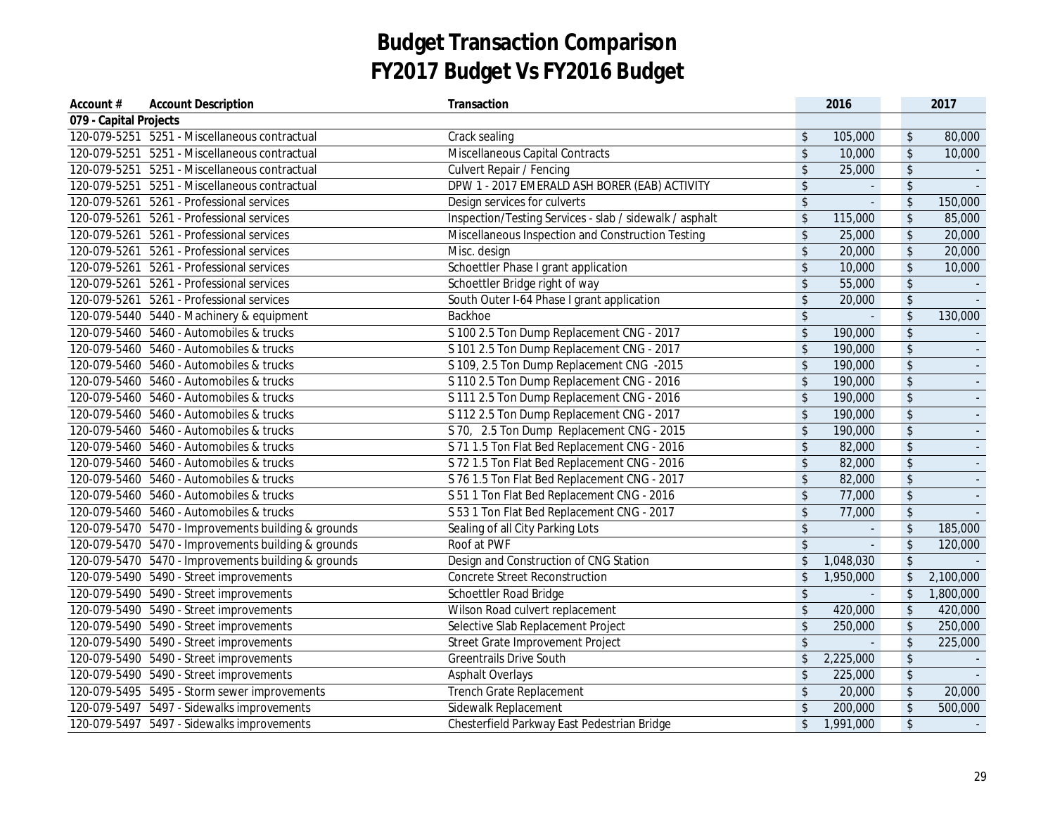# Budget Transaction Comparison
# FY2017 Budget Vs FY2016 Budget

| Account # | Account Description | Transaction | 2016 | 2017 |
|---|---|---|---|---|
| 079 - Capital Projects | | | | |
| 120-079-5251 | 5251 - Miscellaneous contractual | Crack sealing | $ 105,000 | $ 80,000 |
| 120-079-5251 | 5251 - Miscellaneous contractual | Miscellaneous Capital Contracts | $ 10,000 | $ 10,000 |
| 120-079-5251 | 5251 - Miscellaneous contractual | Culvert Repair / Fencing | $ 25,000 | $ - |
| 120-079-5251 | 5251 - Miscellaneous contractual | DPW 1 - 2017 EMERALD ASH BORER (EAB) ACTIVITY | $ - | $ - |
| 120-079-5261 | 5261 - Professional services | Design services for culverts | $ - | $ 150,000 |
| 120-079-5261 | 5261 - Professional services | Inspection/Testing Services - slab / sidewalk / asphalt | $ 115,000 | $ 85,000 |
| 120-079-5261 | 5261 - Professional services | Miscellaneous Inspection and Construction Testing | $ 25,000 | $ 20,000 |
| 120-079-5261 | 5261 - Professional services | Misc. design | $ 20,000 | $ 20,000 |
| 120-079-5261 | 5261 - Professional services | Schoettler Phase I grant application | $ 10,000 | $ 10,000 |
| 120-079-5261 | 5261 - Professional services | Schoettler Bridge right of way | $ 55,000 | $ - |
| 120-079-5261 | 5261 - Professional services | South Outer I-64 Phase I grant application | $ 20,000 | $ - |
| 120-079-5440 | 5440 - Machinery & equipment | Backhoe | $ - | $ 130,000 |
| 120-079-5460 | 5460 - Automobiles & trucks | S 100 2.5 Ton Dump Replacement CNG - 2017 | $ 190,000 | $ - |
| 120-079-5460 | 5460 - Automobiles & trucks | S 101 2.5 Ton Dump Replacement CNG - 2017 | $ 190,000 | $ - |
| 120-079-5460 | 5460 - Automobiles & trucks | S 109, 2.5 Ton Dump Replacement CNG -2015 | $ 190,000 | $ - |
| 120-079-5460 | 5460 - Automobiles & trucks | S 110 2.5 Ton Dump Replacement CNG - 2016 | $ 190,000 | $ - |
| 120-079-5460 | 5460 - Automobiles & trucks | S 111 2.5 Ton Dump Replacement CNG - 2016 | $ 190,000 | $ - |
| 120-079-5460 | 5460 - Automobiles & trucks | S 112 2.5 Ton Dump Replacement CNG - 2017 | $ 190,000 | $ - |
| 120-079-5460 | 5460 - Automobiles & trucks | S 70, 2.5 Ton Dump Replacement CNG - 2015 | $ 190,000 | $ - |
| 120-079-5460 | 5460 - Automobiles & trucks | S 71 1.5 Ton Flat Bed Replacement CNG - 2016 | $ 82,000 | $ - |
| 120-079-5460 | 5460 - Automobiles & trucks | S 72 1.5 Ton Flat Bed Replacement CNG - 2016 | $ 82,000 | $ - |
| 120-079-5460 | 5460 - Automobiles & trucks | S 76 1.5 Ton Flat Bed Replacement CNG - 2017 | $ 82,000 | $ - |
| 120-079-5460 | 5460 - Automobiles & trucks | S 51 1 Ton Flat Bed Replacement CNG - 2016 | $ 77,000 | $ - |
| 120-079-5460 | 5460 - Automobiles & trucks | S 53 1 Ton Flat Bed Replacement CNG - 2017 | $ 77,000 | $ - |
| 120-079-5470 | 5470 - Improvements building & grounds | Sealing of all City Parking Lots | $ - | $ 185,000 |
| 120-079-5470 | 5470 - Improvements building & grounds | Roof at PWF | $ - | $ 120,000 |
| 120-079-5470 | 5470 - Improvements building & grounds | Design and Construction of CNG Station | $ 1,048,030 | $ - |
| 120-079-5490 | 5490 - Street improvements | Concrete Street Reconstruction | $ 1,950,000 | $ 2,100,000 |
| 120-079-5490 | 5490 - Street improvements | Schoettler Road Bridge | $ - | $ 1,800,000 |
| 120-079-5490 | 5490 - Street improvements | Wilson Road culvert replacement | $ 420,000 | $ 420,000 |
| 120-079-5490 | 5490 - Street improvements | Selective Slab Replacement Project | $ 250,000 | $ 250,000 |
| 120-079-5490 | 5490 - Street improvements | Street Grate Improvement Project | $ - | $ 225,000 |
| 120-079-5490 | 5490 - Street improvements | Greentrails Drive South | $ 2,225,000 | $ - |
| 120-079-5490 | 5490 - Street improvements | Asphalt Overlays | $ 225,000 | $ - |
| 120-079-5495 | 5495 - Storm sewer improvements | Trench Grate Replacement | $ 20,000 | $ 20,000 |
| 120-079-5497 | 5497 - Sidewalks improvements | Sidewalk Replacement | $ 200,000 | $ 500,000 |
| 120-079-5497 | 5497 - Sidewalks improvements | Chesterfield Parkway East Pedestrian Bridge | $ 1,991,000 | $ - |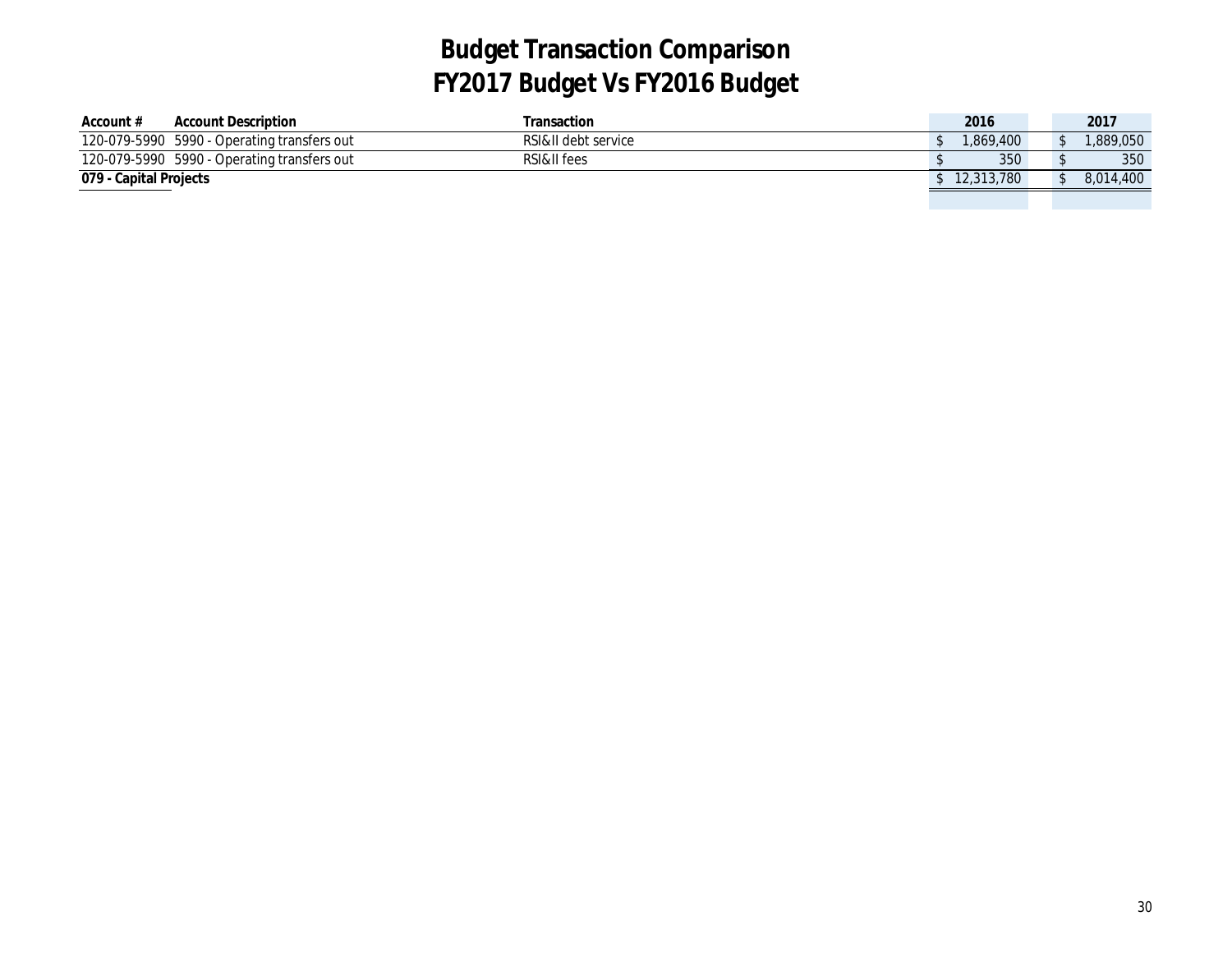# Budget Transaction Comparison
# FY2017 Budget Vs FY2016 Budget

| Account # | Account Description | Transaction | 2016 | 2017 |
|---|---|---|---|---|
| 120-079-5990 | 5990 - Operating transfers out | RSI&II debt service | $ 1,869,400 | $ 1,889,050 |
| 120-079-5990 | 5990 - Operating transfers out | RSI&II fees | $ 350 | $ 350 |
| **079 - Capital Projects** | | | $ 12,313,780 | $ 8,014,400 |